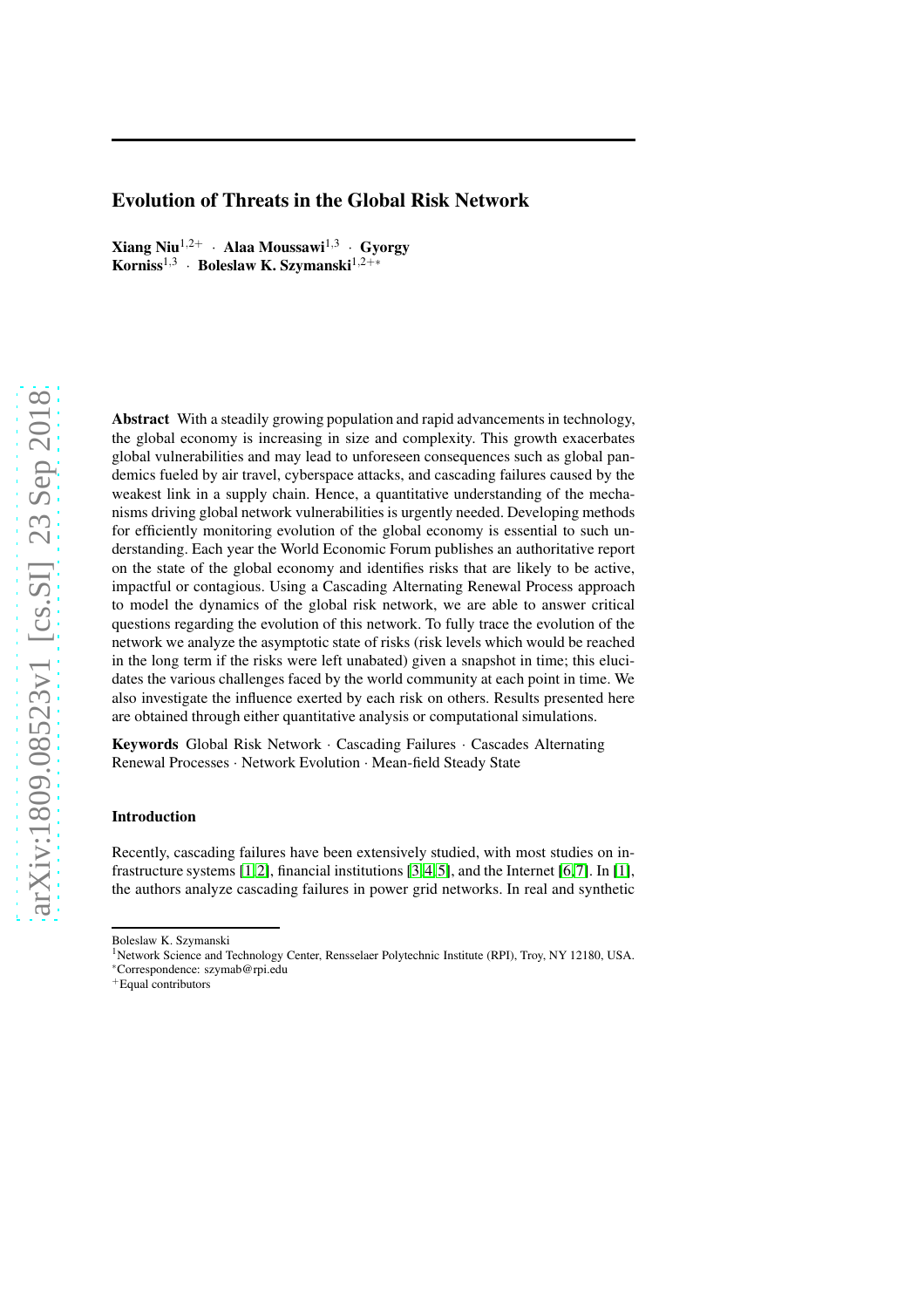# Evolution of Threats in the Global Risk Network

**Xiang Niu**[1,2+] · **Alaa Moussawi**[1,3] · **Gyorgy Korniss**[1,3] · **Boleslaw K. Szymanski**[1,2+*]

**Abstract** With a steadily growing population and rapid advancements in technology, the global economy is increasing in size and complexity. This growth exacerbates global vulnerabilities and may lead to unforeseen consequences such as global pandemics fueled by air travel, cyberspace attacks, and cascading failures caused by the weakest link in a supply chain. Hence, a quantitative understanding of the mechanisms driving global network vulnerabilities is urgently needed. Developing methods for efficiently monitoring evolution of the global economy is essential to such understanding. Each year the World Economic Forum publishes an authoritative report on the state of the global economy and identifies risks that are likely to be active, impactful or contagious. Using a Cascading Alternating Renewal Process approach to model the dynamics of the global risk network, we are able to answer critical questions regarding the evolution of this network. To fully trace the evolution of the network we analyze the asymptotic state of risks (risk levels which would be reached in the long term if the risks were left unabated) given a snapshot in time; this elucidates the various challenges faced by the world community at each point in time. We also investigate the influence exerted by each risk on others. Results presented here are obtained through either quantitative analysis or computational simulations.

**Keywords** Global Risk Network · Cascading Failures · Cascades Alternating Renewal Processes · Network Evolution · Mean-field Steady State

## Introduction

Recently, cascading failures have been extensively studied, with most studies on infrastructure systems [1,2], financial institutions [3,4,5], and the Internet [6,7]. In [1], the authors analyze cascading failures in power grid networks. In real and synthetic

---

Boleslaw K. Szymanski

[1]Network Science and Technology Center, Rensselaer Polytechnic Institute (RPI), Troy, NY 12180, USA.

[*]Correspondence: szymab@rpi.edu

[+]Equal contributors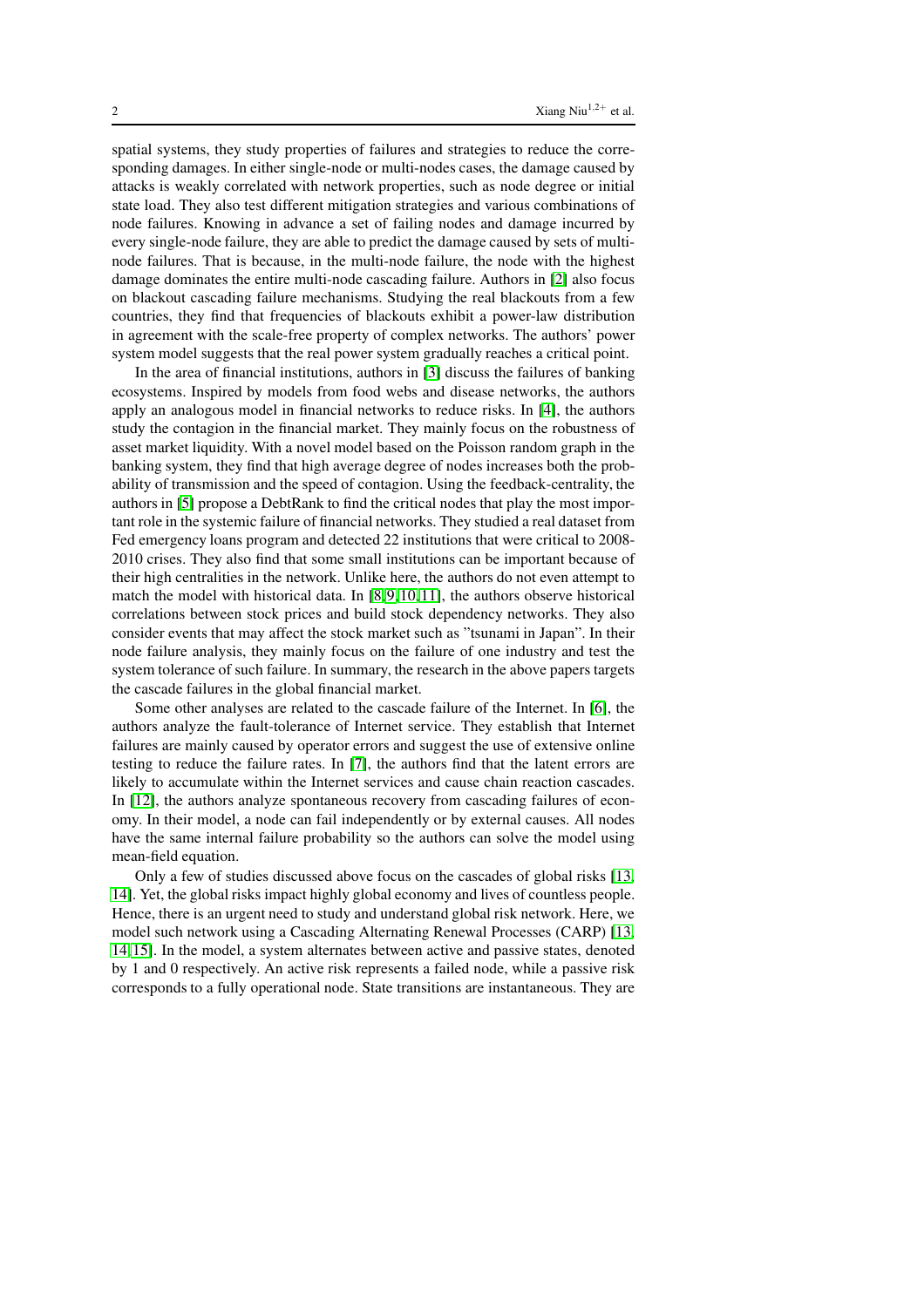spatial systems, they study properties of failures and strategies to reduce the corresponding damages. In either single-node or multi-nodes cases, the damage caused by attacks is weakly correlated with network properties, such as node degree or initial state load. They also test different mitigation strategies and various combinations of node failures. Knowing in advance a set of failing nodes and damage incurred by every single-node failure, they are able to predict the damage caused by sets of multi-node failures. That is because, in the multi-node failure, the node with the highest damage dominates the entire multi-node cascading failure. Authors in [2] also focus on blackout cascading failure mechanisms. Studying the real blackouts from a few countries, they find that frequencies of blackouts exhibit a power-law distribution in agreement with the scale-free property of complex networks. The authors' power system model suggests that the real power system gradually reaches a critical point.

In the area of financial institutions, authors in [3] discuss the failures of banking ecosystems. Inspired by models from food webs and disease networks, the authors apply an analogous model in financial networks to reduce risks. In [4], the authors study the contagion in the financial market. They mainly focus on the robustness of asset market liquidity. With a novel model based on the Poisson random graph in the banking system, they find that high average degree of nodes increases both the probability of transmission and the speed of contagion. Using the feedback-centrality, the authors in [5] propose a DebtRank to find the critical nodes that play the most important role in the systemic failure of financial networks. They studied a real dataset from Fed emergency loans program and detected 22 institutions that were critical to 2008-2010 crises. They also find that some small institutions can be important because of their high centralities in the network. Unlike here, the authors do not even attempt to match the model with historical data. In [8,9,10,11], the authors observe historical correlations between stock prices and build stock dependency networks. They also consider events that may affect the stock market such as "tsunami in Japan". In their node failure analysis, they mainly focus on the failure of one industry and test the system tolerance of such failure. In summary, the research in the above papers targets the cascade failures in the global financial market.

Some other analyses are related to the cascade failure of the Internet. In [6], the authors analyze the fault-tolerance of Internet service. They establish that Internet failures are mainly caused by operator errors and suggest the use of extensive online testing to reduce the failure rates. In [7], the authors find that the latent errors are likely to accumulate within the Internet services and cause chain reaction cascades. In [12], the authors analyze spontaneous recovery from cascading failures of economy. In their model, a node can fail independently or by external causes. All nodes have the same internal failure probability so the authors can solve the model using mean-field equation.

Only a few of studies discussed above focus on the cascades of global risks [13, 14]. Yet, the global risks impact highly global economy and lives of countless people. Hence, there is an urgent need to study and understand global risk network. Here, we model such network using a Cascading Alternating Renewal Processes (CARP) [13, 14,15]. In the model, a system alternates between active and passive states, denoted by 1 and 0 respectively. An active risk represents a failed node, while a passive risk corresponds to a fully operational node. State transitions are instantaneous. They are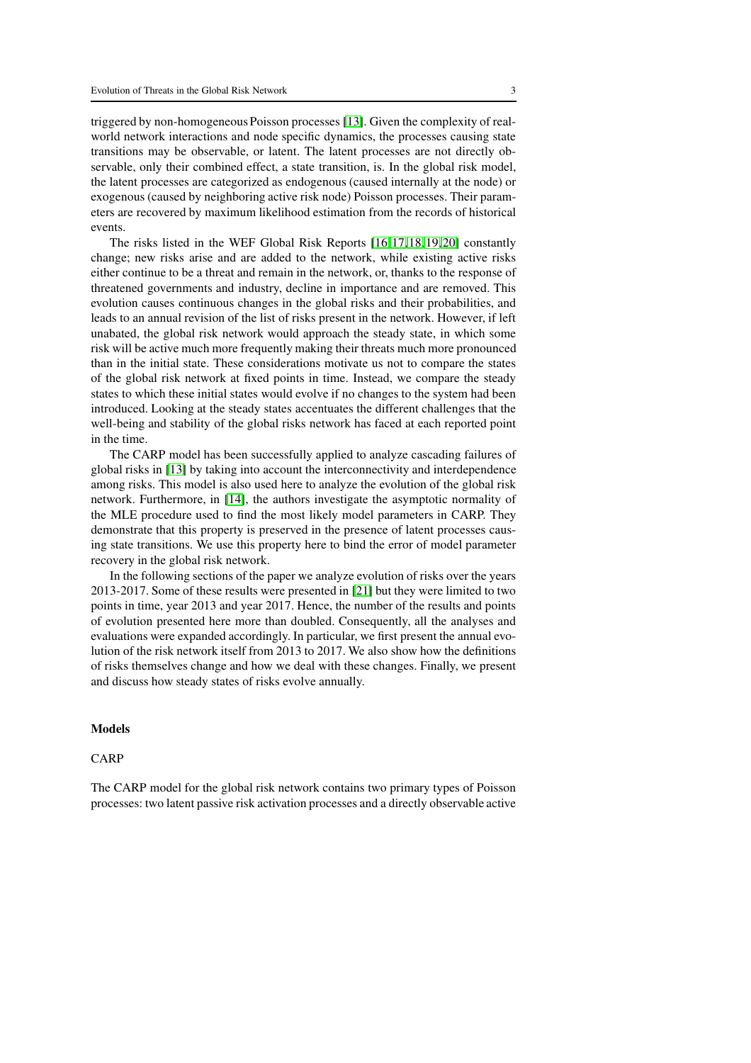triggered by non-homogeneous Poisson processes [13]. Given the complexity of real-world network interactions and node specific dynamics, the processes causing state transitions may be observable, or latent. The latent processes are not directly observable, only their combined effect, a state transition, is. In the global risk model, the latent processes are categorized as endogenous (caused internally at the node) or exogenous (caused by neighboring active risk node) Poisson processes. Their parameters are recovered by maximum likelihood estimation from the records of historical events.

The risks listed in the WEF Global Risk Reports [16,17,18,19,20] constantly change; new risks arise and are added to the network, while existing active risks either continue to be a threat and remain in the network, or, thanks to the response of threatened governments and industry, decline in importance and are removed. This evolution causes continuous changes in the global risks and their probabilities, and leads to an annual revision of the list of risks present in the network. However, if left unabated, the global risk network would approach the steady state, in which some risk will be active much more frequently making their threats much more pronounced than in the initial state. These considerations motivate us not to compare the states of the global risk network at fixed points in time. Instead, we compare the steady states to which these initial states would evolve if no changes to the system had been introduced. Looking at the steady states accentuates the different challenges that the well-being and stability of the global risks network has faced at each reported point in the time.

The CARP model has been successfully applied to analyze cascading failures of global risks in [13] by taking into account the interconnectivity and interdependence among risks. This model is also used here to analyze the evolution of the global risk network. Furthermore, in [14], the authors investigate the asymptotic normality of the MLE procedure used to find the most likely model parameters in CARP. They demonstrate that this property is preserved in the presence of latent processes causing state transitions. We use this property here to bind the error of model parameter recovery in the global risk network.

In the following sections of the paper we analyze evolution of risks over the years 2013-2017. Some of these results were presented in [21] but they were limited to two points in time, year 2013 and year 2017. Hence, the number of the results and points of evolution presented here more than doubled. Consequently, all the analyses and evaluations were expanded accordingly. In particular, we first present the annual evolution of the risk network itself from 2013 to 2017. We also show how the definitions of risks themselves change and how we deal with these changes. Finally, we present and discuss how steady states of risks evolve annually.

## Models

### CARP

The CARP model for the global risk network contains two primary types of Poisson processes: two latent passive risk activation processes and a directly observable active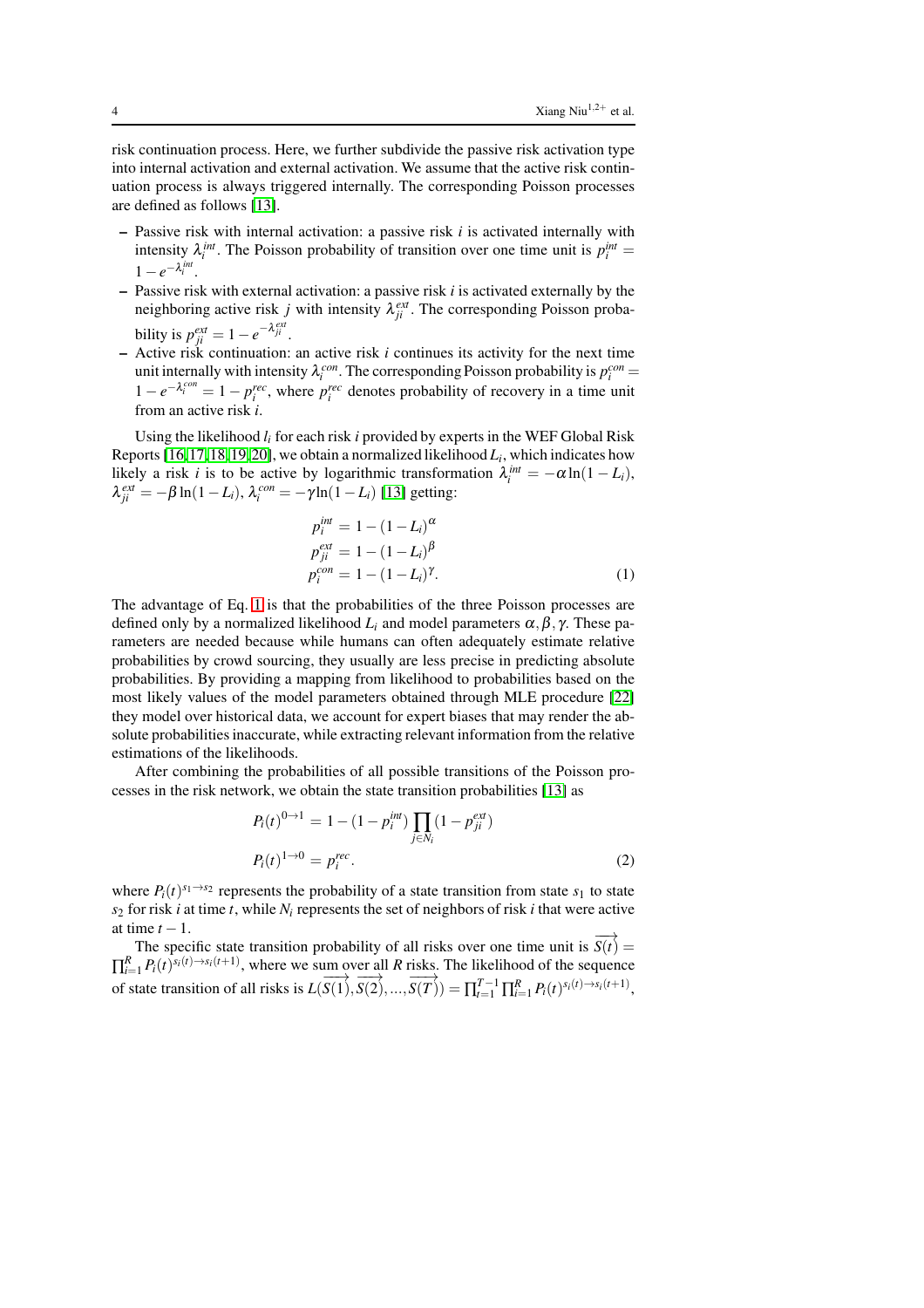risk continuation process. Here, we further subdivide the passive risk activation type into internal activation and external activation. We assume that the active risk continuation process is always triggered internally. The corresponding Poisson processes are defined as follows [13].

- Passive risk with internal activation: a passive risk $i$ is activated internally with intensity $\lambda_i^{int}$. The Poisson probability of transition over one time unit is $p_i^{int} = 1 - e^{-\lambda_i^{int}}$.
- Passive risk with external activation: a passive risk $i$ is activated externally by the neighboring active risk $j$ with intensity $\lambda_{ji}^{ext}$. The corresponding Poisson probability is $p_{ji}^{ext} = 1 - e^{-\lambda_{ji}^{ext}}$.
- Active risk continuation: an active risk $i$ continues its activity for the next time unit internally with intensity $\lambda_i^{con}$. The corresponding Poisson probability is $p_i^{con} = 1 - e^{-\lambda_i^{con}} = 1 - p_i^{rec}$, where $p_i^{rec}$ denotes probability of recovery in a time unit from an active risk $i$.

Using the likelihood $l_i$ for each risk $i$ provided by experts in the WEF Global Risk Reports [16,17,18,19,20], we obtain a normalized likelihood $L_i$, which indicates how likely a risk $i$ is to be active by logarithmic transformation $\lambda_i^{int} = -\alpha \ln(1 - L_i)$, $\lambda_{ji}^{ext} = -\beta \ln(1 - L_i)$, $\lambda_i^{con} = -\gamma \ln(1 - L_i)$ [13] getting:

$$
\begin{aligned}
p_i^{int} &= 1 - (1 - L_i)^{\alpha} \\
p_{ji}^{ext} &= 1 - (1 - L_i)^{\beta} \\
p_i^{con} &= 1 - (1 - L_i)^{\gamma}.
\end{aligned}
\tag{1}
$$

The advantage of Eq. 1 is that the probabilities of the three Poisson processes are defined only by a normalized likelihood $L_i$ and model parameters $\alpha, \beta, \gamma$. These parameters are needed because while humans can often adequately estimate relative probabilities by crowd sourcing, they usually are less precise in predicting absolute probabilities. By providing a mapping from likelihood to probabilities based on the most likely values of the model parameters obtained through MLE procedure [22] they model over historical data, we account for expert biases that may render the absolute probabilities inaccurate, while extracting relevant information from the relative estimations of the likelihoods.

After combining the probabilities of all possible transitions of the Poisson processes in the risk network, we obtain the state transition probabilities [13] as

$$
\begin{aligned}
P_i(t)^{0 \to 1} &= 1 - (1 - p_i^{int}) \prod_{j \in N_i} (1 - p_{ji}^{ext}) \\
P_i(t)^{1 \to 0} &= p_i^{rec}.
\end{aligned}
\tag{2}
$$

where $P_i(t)^{s_1 \to s_2}$ represents the probability of a state transition from state $s_1$ to state $s_2$ for risk $i$ at time $t$, while $N_i$ represents the set of neighbors of risk $i$ that were active at time $t-1$.

The specific state transition probability of all risks over one time unit is $\overrightarrow{S(t)} = \prod_{i=1}^{R} P_i(t)^{s_i(t) \to s_i(t+1)}$, where we sum over all $R$ risks. The likelihood of the sequence of state transition of all risks is $L(\overrightarrow{S(1)}, \overrightarrow{S(2)}, ..., \overrightarrow{S(T)}) = \prod_{t=1}^{T-1} \prod_{i=1}^{R} P_i(t)^{s_i(t) \to s_i(t+1)}$,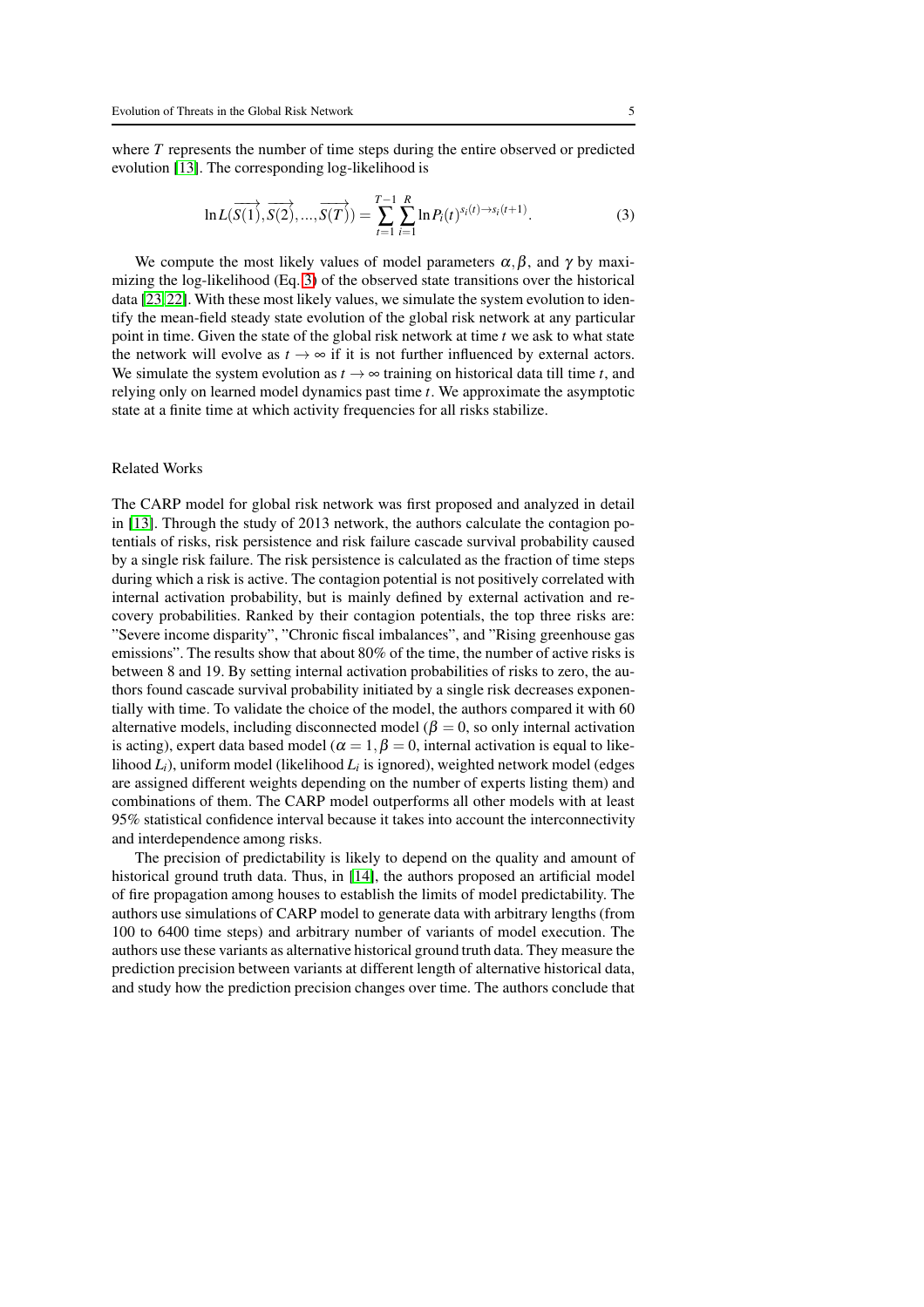where $T$ represents the number of time steps during the entire observed or predicted evolution [13]. The corresponding log-likelihood is

$$\ln L(\overrightarrow{S(1)}, \overrightarrow{S(2)}, ..., \overrightarrow{S(T)}) = \sum_{t=1}^{T-1} \sum_{i=1}^{R} \ln P_i(t)^{s_i(t) \to s_i(t+1)}. \tag{3}$$

We compute the most likely values of model parameters $\alpha, \beta$, and $\gamma$ by maximizing the log-likelihood (Eq. 3) of the observed state transitions over the historical data [23, 22]. With these most likely values, we simulate the system evolution to identify the mean-field steady state evolution of the global risk network at any particular point in time. Given the state of the global risk network at time $t$ we ask to what state the network will evolve as $t \to \infty$ if it is not further influenced by external actors. We simulate the system evolution as $t \to \infty$ training on historical data till time $t$, and relying only on learned model dynamics past time $t$. We approximate the asymptotic state at a finite time at which activity frequencies for all risks stabilize.

## Related Works

The CARP model for global risk network was first proposed and analyzed in detail in [13]. Through the study of 2013 network, the authors calculate the contagion potentials of risks, risk persistence and risk failure cascade survival probability caused by a single risk failure. The risk persistence is calculated as the fraction of time steps during which a risk is active. The contagion potential is not positively correlated with internal activation probability, but is mainly defined by external activation and recovery probabilities. Ranked by their contagion potentials, the top three risks are: "Severe income disparity", "Chronic fiscal imbalances", and "Rising greenhouse gas emissions". The results show that about 80% of the time, the number of active risks is between 8 and 19. By setting internal activation probabilities of risks to zero, the authors found cascade survival probability initiated by a single risk decreases exponentially with time. To validate the choice of the model, the authors compared it with 60 alternative models, including disconnected model ($\beta = 0$, so only internal activation is acting), expert data based model ($\alpha = 1, \beta = 0$, internal activation is equal to likelihood $L_i$), uniform model (likelihood $L_i$ is ignored), weighted network model (edges are assigned different weights depending on the number of experts listing them) and combinations of them. The CARP model outperforms all other models with at least 95% statistical confidence interval because it takes into account the interconnectivity and interdependence among risks.

The precision of predictability is likely to depend on the quality and amount of historical ground truth data. Thus, in [14], the authors proposed an artificial model of fire propagation among houses to establish the limits of model predictability. The authors use simulations of CARP model to generate data with arbitrary lengths (from 100 to 6400 time steps) and arbitrary number of variants of model execution. The authors use these variants as alternative historical ground truth data. They measure the prediction precision between variants at different length of alternative historical data, and study how the prediction precision changes over time. The authors conclude that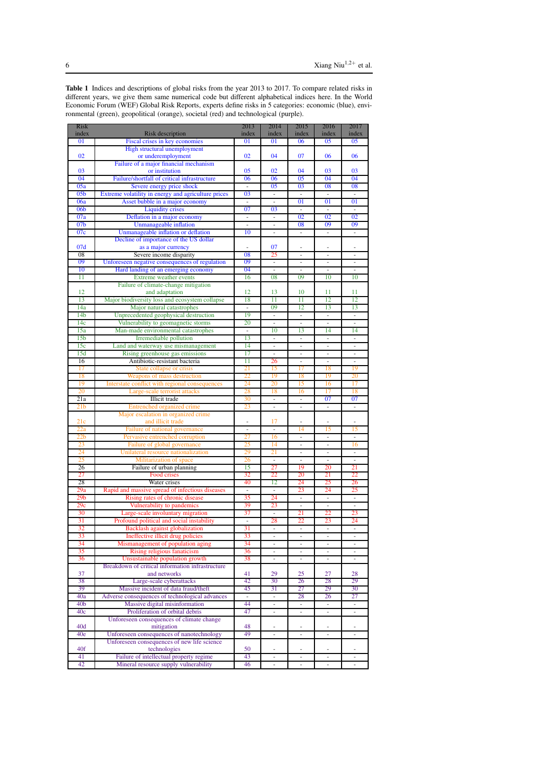**Table 1** Indices and descriptions of global risks from the year 2013 to 2017. To compare related risks in different years, we give them same numerical code but different alphabetical indices here. In the World Economic Forum (WEF) Global Risk Reports, experts define risks in 5 categories: economic (blue), environmental (green), geopolitical (orange), societal (red) and technological (purple).

| Risk index | Risk description | 2013 index | 2014 index | 2015 index | 2016 index | 2017 index |
|---|---|---|---|---|---|---|
| 01 | Fiscal crises in key economies | 01 | 01 | 06 | 05 | 05 |
| 02 | High structural unemployment or underemployment | 02 | 04 | 07 | 06 | 06 |
| 03 | Failure of a major financial mechanism or institution | 05 | 02 | 04 | 03 | 03 |
| 04 | Failure/shortfall of critical infrastructure | 06 | 06 | 05 | 04 | 04 |
| 05a | Severe energy price shock | - | 05 | 03 | 08 | 08 |
| 05b | Extreme volatility in energy and agriculture prices | 03 | - | - | - | - |
| 06a | Asset bubble in a major economy | - | - | 01 | 01 | 01 |
| 06b | Liquidity crises | 07 | 03 | - | - | - |
| 07a | Deflation in a major economy | - | - | 02 | 02 | 02 |
| 07b | Unmanageable inflation | - | - | 08 | 09 | 09 |
| 07c | Unmanageable inflation or deflation | 10 | - | - | - | - |
| 07d | Decline of importance of the US dollar as a major currency | - | 07 | - | - | - |
| 08 | Severe income disparity | 08 | 25 | - | - | - |
| 09 | Unforeseen negative consequences of regulation | 09 | - | - | - | - |
| 10 | Hard landing of an emerging economy | 04 | - | - | - | - |
| 11 | Extreme weather events | 16 | 08 | 09 | 10 | 10 |
| 12 | Failure of climate-change mitigation and adaptation | 12 | 13 | 10 | 11 | 11 |
| 13 | Major biodiversity loss and ecosystem collapse | 18 | 11 | 11 | 12 | 12 |
| 14a | Major natural catastrophes | - | 09 | 12 | 13 | 13 |
| 14b | Unprecedented geophysical destruction | 19 | - | - | - | - |
| 14c | Vulnerability to geomagnetic storms | 20 | - | - | - | - |
| 15a | Man-made environmental catastrophes | - | 10 | 13 | 14 | 14 |
| 15b | Irremediable pollution | 13 | - | - | - | - |
| 15c | Land and waterway use mismanagement | 14 | - | - | - | - |
| 15d | Rising greenhouse gas emissions | 17 | - | - | - | - |
| 16 | Antibiotic-resistant bacteria | 11 | 26 | - | - | - |
| 17 | State collapse or crisis | 21 | 15 | 17 | 18 | 19 |
| 18 | Weapons of mass destruction | 22 | 19 | 18 | 19 | 20 |
| 19 | Interstate conflict with regional consequences | 24 | 20 | 15 | 16 | 17 |
| 20 | Large-scale terrorist attacks | 28 | 18 | 16 | 17 | 18 |
| 21a | Illicit trade | 30 | - | - | 07 | 07 |
| 21b | Entrenched organized crime | 23 | - | - | - | - |
| 21c | Major escalation in organized crime and illicit trade | - | 17 | - | - | - |
| 22a | Failure of national governance | - | - | 14 | 15 | 15 |
| 22b | Pervasive entrenched corruption | 27 | 16 | - | - | - |
| 23 | Failure of global governance | 25 | 14 | - | - | 16 |
| 24 | Unilateral resource nationalization | 29 | 21 | - | - | - |
| 25 | Militarization of space | 26 | - | - | - | - |
| 26 | Failure of urban planning | 15 | 27 | 19 | 20 | 21 |
| 27 | Food crises | 32 | 22 | 20 | 21 | 22 |
| 28 | Water crises | 40 | 12 | 24 | 25 | 26 |
| 29a | Rapid and massive spread of infectious diseases | - | - | 23 | 24 | 25 |
| 29b | Rising rates of chronic disease | 35 | 24 | - | - | - |
| 29c | Vulnerability to pandemics | 39 | 23 | - | - | - |
| 30 | Large-scale involuntary migration | 37 | - | 21 | 22 | 23 |
| 31 | Profound political and social instability | - | 28 | 22 | 23 | 24 |
| 32 | Backlash against globalization | 31 | - | - | - | - |
| 33 | Ineffective illicit drug policies | 33 | - | - | - | - |
| 34 | Mismanagement of population aging | 34 | - | - | - | - |
| 35 | Rising religious fanaticism | 36 | - | - | - | - |
| 36 | Unsustainable population growth | 38 | - | - | - | - |
| 37 | Breakdown of critical information infrastructure and networks | 41 | 29 | 25 | 27 | 28 |
| 38 | Large-scale cyberattacks | 42 | 30 | 26 | 28 | 29 |
| 39 | Massive incident of data fraud/theft | 45 | 31 | 27 | 29 | 30 |
| 40a | Adverse consequences of technological advances | - | - | 28 | 26 | 27 |
| 40b | Massive digital misinformation | 44 | - | - | - | - |
| 40c | Proliferation of orbital debris | 47 | - | - | - | - |
| 40d | Unforeseen consequences of climate change mitigation | 48 | - | - | - | - |
| 40e | Unforeseen consequences of nanotechnology | 49 | - | - | - | - |
| 40f | Unforeseen consequences of new life science technologies | 50 | - | - | - | - |
| 41 | Failure of intellectual property regime | 43 | - | - | - | - |
| 42 | Mineral resource supply vulnerability | 46 | - | - | - | - |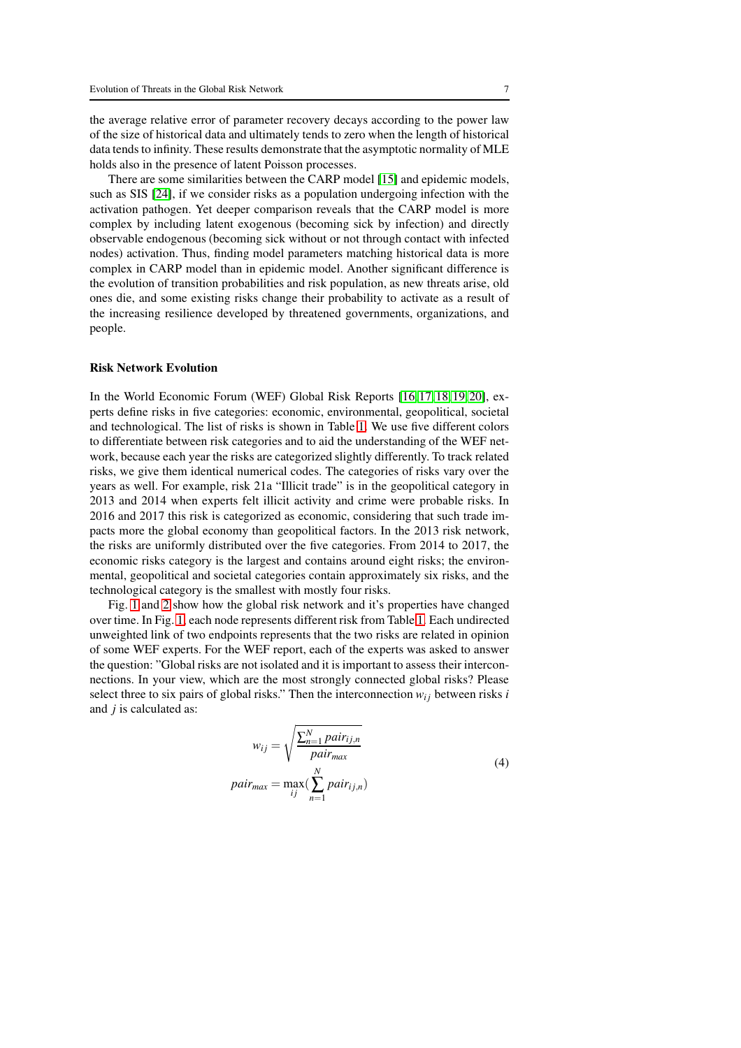the average relative error of parameter recovery decays according to the power law of the size of historical data and ultimately tends to zero when the length of historical data tends to infinity. These results demonstrate that the asymptotic normality of MLE holds also in the presence of latent Poisson processes.

There are some similarities between the CARP model [15] and epidemic models, such as SIS [24], if we consider risks as a population undergoing infection with the activation pathogen. Yet deeper comparison reveals that the CARP model is more complex by including latent exogenous (becoming sick by infection) and directly observable endogenous (becoming sick without or not through contact with infected nodes) activation. Thus, finding model parameters matching historical data is more complex in CARP model than in epidemic model. Another significant difference is the evolution of transition probabilities and risk population, as new threats arise, old ones die, and some existing risks change their probability to activate as a result of the increasing resilience developed by threatened governments, organizations, and people.

## Risk Network Evolution

In the World Economic Forum (WEF) Global Risk Reports [16, 17, 18, 19, 20], experts define risks in five categories: economic, environmental, geopolitical, societal and technological. The list of risks is shown in Table 1. We use five different colors to differentiate between risk categories and to aid the understanding of the WEF network, because each year the risks are categorized slightly differently. To track related risks, we give them identical numerical codes. The categories of risks vary over the years as well. For example, risk 21a "Illicit trade" is in the geopolitical category in 2013 and 2014 when experts felt illicit activity and crime were probable risks. In 2016 and 2017 this risk is categorized as economic, considering that such trade impacts more the global economy than geopolitical factors. In the 2013 risk network, the risks are uniformly distributed over the five categories. From 2014 to 2017, the economic risks category is the largest and contains around eight risks; the environmental, geopolitical and societal categories contain approximately six risks, and the technological category is the smallest with mostly four risks.

Fig. 1 and 2 show how the global risk network and it's properties have changed over time. In Fig. 1, each node represents different risk from Table 1. Each undirected unweighted link of two endpoints represents that the two risks are related in opinion of some WEF experts. For the WEF report, each of the experts was asked to answer the question: "Global risks are not isolated and it is important to assess their interconnections. In your view, which are the most strongly connected global risks? Please select three to six pairs of global risks." Then the interconnection $w_{ij}$ between risks $i$ and $j$ is calculated as:

$$
\begin{aligned}
w_{ij} &= \sqrt{\frac{\sum_{n=1}^{N} pair_{ij,n}}{pair_{max}}} \\
pair_{max} &= \max_{ij}\left(\sum_{n=1}^{N} pair_{ij,n}\right)
\end{aligned}
\tag{4}
$$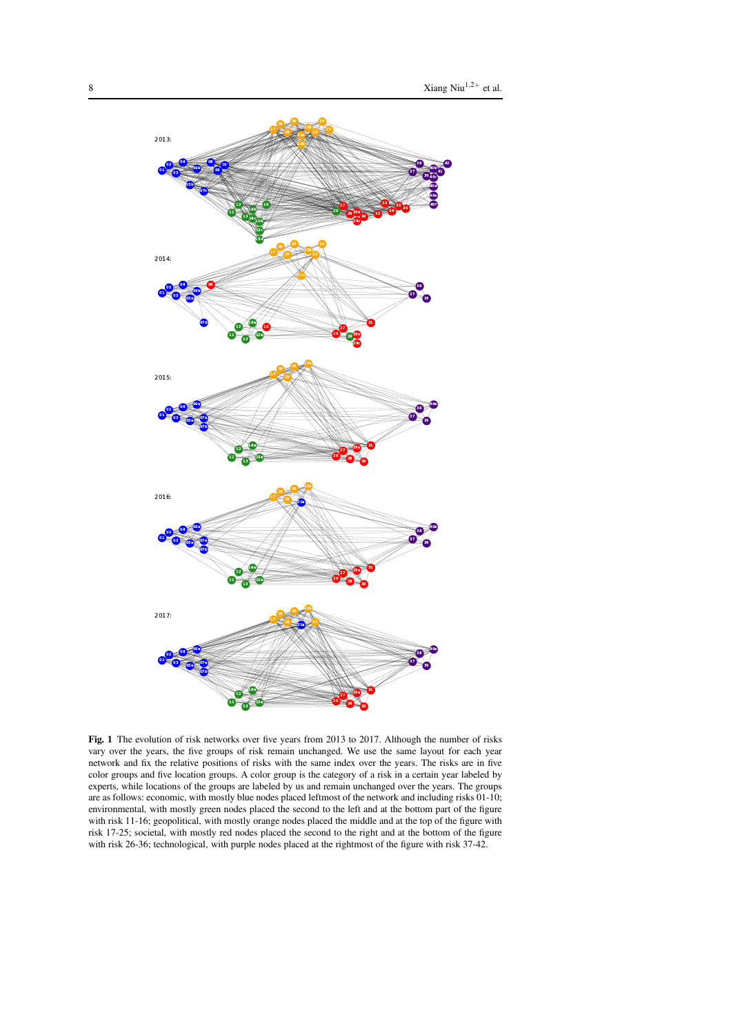**Fig. 1** The evolution of risk networks over five years from 2013 to 2017. Although the number of risks vary over the years, the five groups of risk remain unchanged. We use the same layout for each year network and fix the relative positions of risks with the same index over the years. The risks are in five color groups and five location groups. A color group is the category of a risk in a certain year labeled by experts, while locations of the groups are labeled by us and remain unchanged over the years. The groups are as follows: economic, with mostly blue nodes placed leftmost of the network and including risks 01-10; environmental, with mostly green nodes placed the second to the left and at the bottom part of the figure with risk 11-16; geopolitical, with mostly orange nodes placed the middle and at the top of the figure with risk 17-25; societal, with mostly red nodes placed the second to the right and at the bottom of the figure with risk 26-36; technological, with purple nodes placed at the rightmost of the figure with risk 37-42.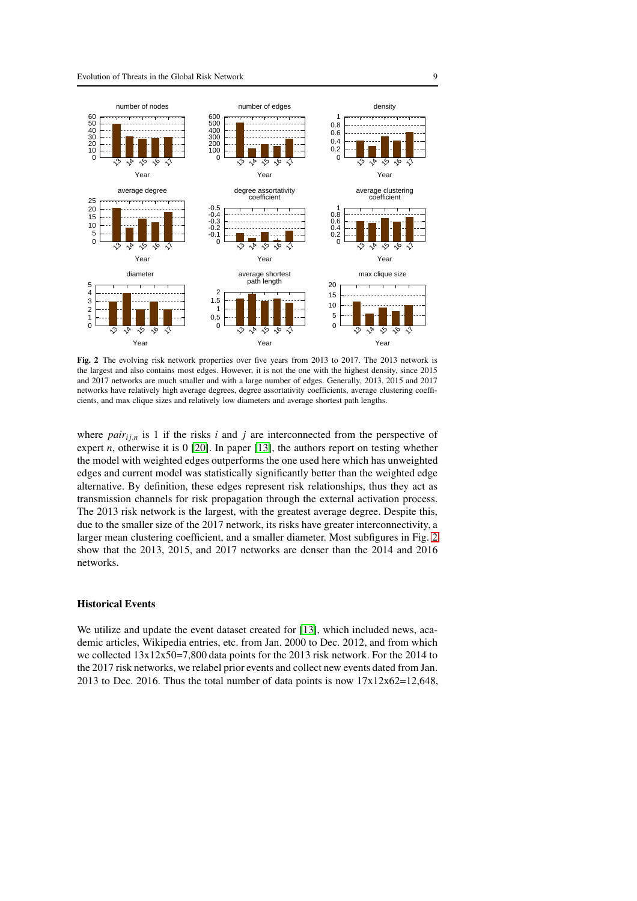**Fig. 2** The evolving risk network properties over five years from 2013 to 2017. The 2013 network is the largest and also contains most edges. However, it is not the one with the highest density, since 2015 and 2017 networks are much smaller and with a large number of edges. Generally, 2013, 2015 and 2017 networks have relatively high average degrees, degree assortativity coefficients, average clustering coefficients, and max clique sizes and relatively low diameters and average shortest path lengths.

where $pair_{ij,n}$ is 1 if the risks $i$ and $j$ are interconnected from the perspective of expert $n$, otherwise it is 0 [20]. In paper [13], the authors report on testing whether the model with weighted edges outperforms the one used here which has unweighted edges and current model was statistically significantly better than the weighted edge alternative. By definition, these edges represent risk relationships, thus they act as transmission channels for risk propagation through the external activation process. The 2013 risk network is the largest, with the greatest average degree. Despite this, due to the smaller size of the 2017 network, its risks have greater interconnectivity, a larger mean clustering coefficient, and a smaller diameter. Most subfigures in Fig. 2 show that the 2013, 2015, and 2017 networks are denser than the 2014 and 2016 networks.

### Historical Events

We utilize and update the event dataset created for [13], which included news, academic articles, Wikipedia entries, etc. from Jan. 2000 to Dec. 2012, and from which we collected 13x12x50=7,800 data points for the 2013 risk network. For the 2014 to the 2017 risk networks, we relabel prior events and collect new events dated from Jan. 2013 to Dec. 2016. Thus the total number of data points is now 17x12x62=12,648,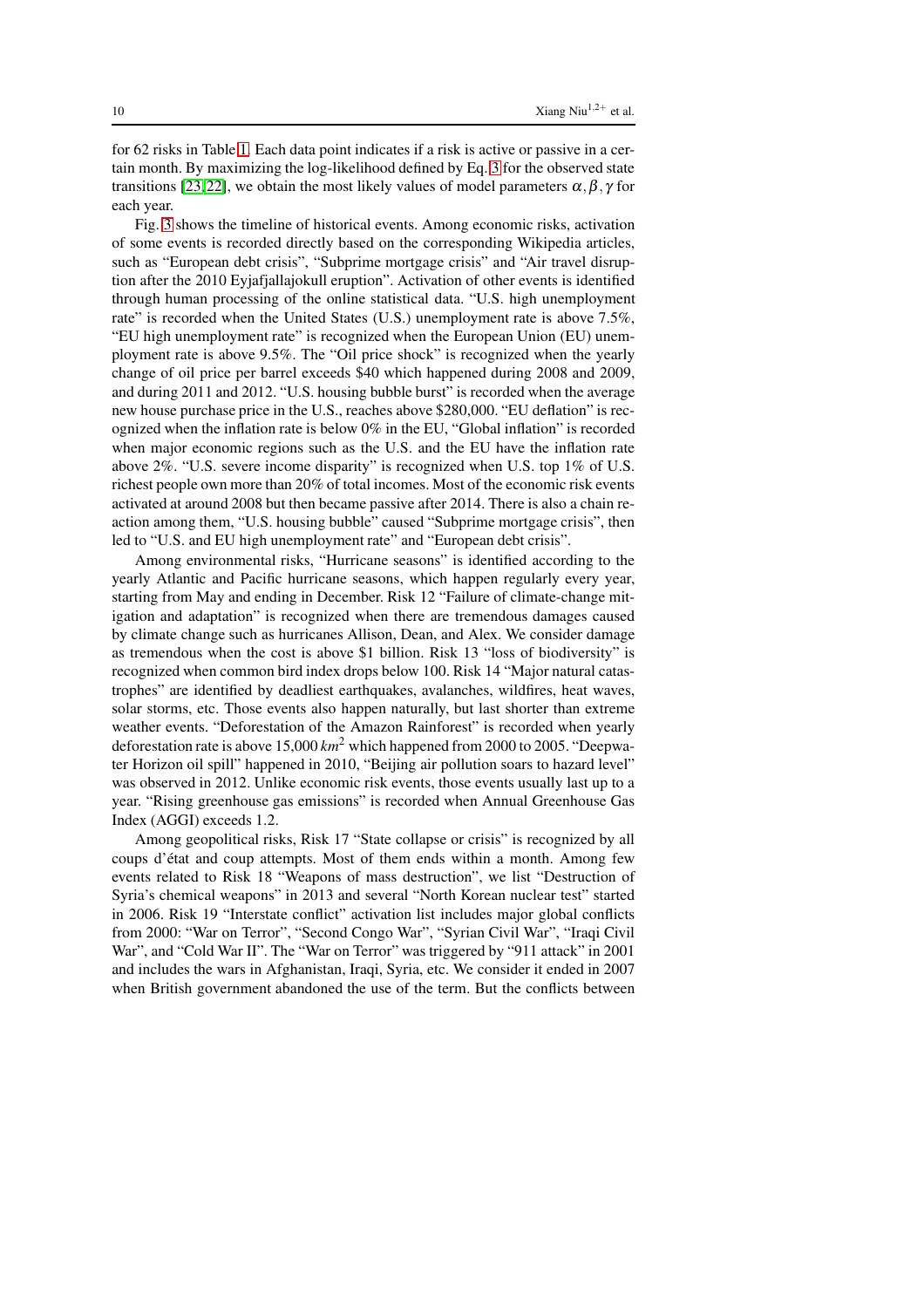for 62 risks in Table 1. Each data point indicates if a risk is active or passive in a certain month. By maximizing the log-likelihood defined by Eq. 3 for the observed state transitions [23,22], we obtain the most likely values of model parameters $\alpha, \beta, \gamma$ for each year.

Fig. 3 shows the timeline of historical events. Among economic risks, activation of some events is recorded directly based on the corresponding Wikipedia articles, such as "European debt crisis", "Subprime mortgage crisis" and "Air travel disruption after the 2010 Eyjafjallajokull eruption". Activation of other events is identified through human processing of the online statistical data. "U.S. high unemployment rate" is recorded when the United States (U.S.) unemployment rate is above 7.5%, "EU high unemployment rate" is recognized when the European Union (EU) unemployment rate is above 9.5%. The "Oil price shock" is recognized when the yearly change of oil price per barrel exceeds $40 which happened during 2008 and 2009, and during 2011 and 2012. "U.S. housing bubble burst" is recorded when the average new house purchase price in the U.S., reaches above $280,000. "EU deflation" is recognized when the inflation rate is below 0% in the EU, "Global inflation" is recorded when major economic regions such as the U.S. and the EU have the inflation rate above 2%. "U.S. severe income disparity" is recognized when U.S. top 1% of U.S. richest people own more than 20% of total incomes. Most of the economic risk events activated at around 2008 but then became passive after 2014. There is also a chain reaction among them, "U.S. housing bubble" caused "Subprime mortgage crisis", then led to "U.S. and EU high unemployment rate" and "European debt crisis".

Among environmental risks, "Hurricane seasons" is identified according to the yearly Atlantic and Pacific hurricane seasons, which happen regularly every year, starting from May and ending in December. Risk 12 "Failure of climate-change mitigation and adaptation" is recognized when there are tremendous damages caused by climate change such as hurricanes Allison, Dean, and Alex. We consider damage as tremendous when the cost is above $1 billion. Risk 13 "loss of biodiversity" is recognized when common bird index drops below 100. Risk 14 "Major natural catastrophes" are identified by deadliest earthquakes, avalanches, wildfires, heat waves, solar storms, etc. Those events also happen naturally, but last shorter than extreme weather events. "Deforestation of the Amazon Rainforest" is recorded when yearly deforestation rate is above 15,000 $km^2$ which happened from 2000 to 2005. "Deepwater Horizon oil spill" happened in 2010, "Beijing air pollution soars to hazard level" was observed in 2012. Unlike economic risk events, those events usually last up to a year. "Rising greenhouse gas emissions" is recorded when Annual Greenhouse Gas Index (AGGI) exceeds 1.2.

Among geopolitical risks, Risk 17 "State collapse or crisis" is recognized by all coups d'état and coup attempts. Most of them ends within a month. Among few events related to Risk 18 "Weapons of mass destruction", we list "Destruction of Syria's chemical weapons" in 2013 and several "North Korean nuclear test" started in 2006. Risk 19 "Interstate conflict" activation list includes major global conflicts from 2000: "War on Terror", "Second Congo War", "Syrian Civil War", "Iraqi Civil War", and "Cold War II". The "War on Terror" was triggered by "911 attack" in 2001 and includes the wars in Afghanistan, Iraqi, Syria, etc. We consider it ended in 2007 when British government abandoned the use of the term. But the conflicts between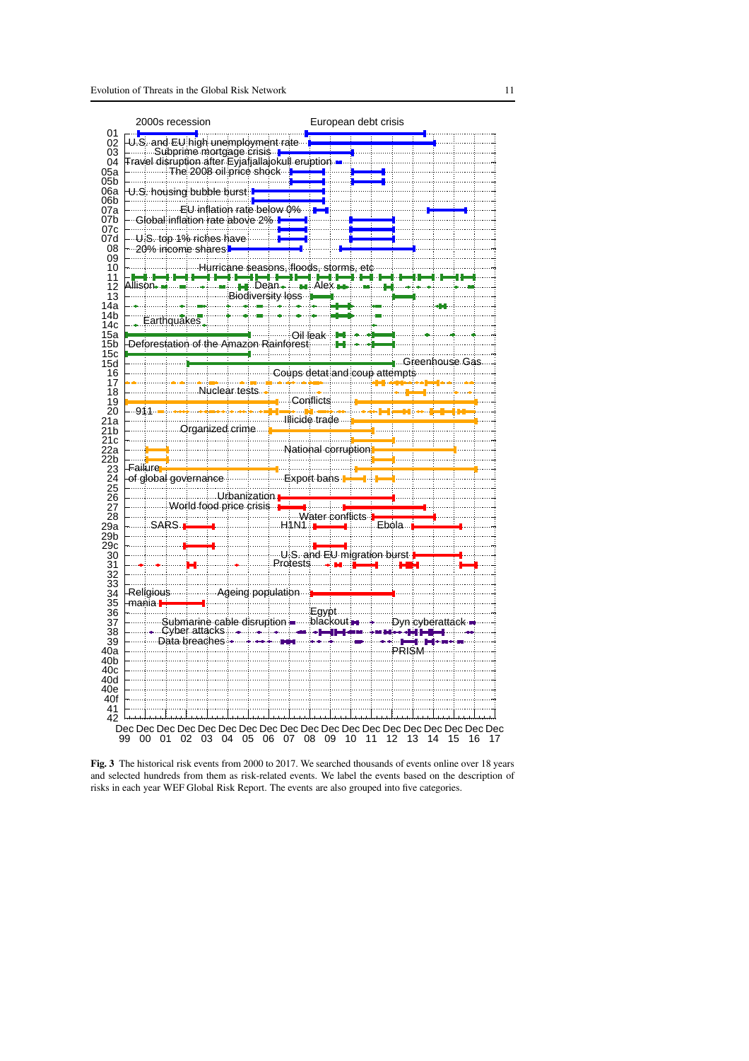Fig. 3 The historical risk events from 2000 to 2017. We searched thousands of events online over 18 years and selected hundreds from them as risk-related events. We label the events based on the description of risks in each year WEF Global Risk Report. The events are also grouped into five categories.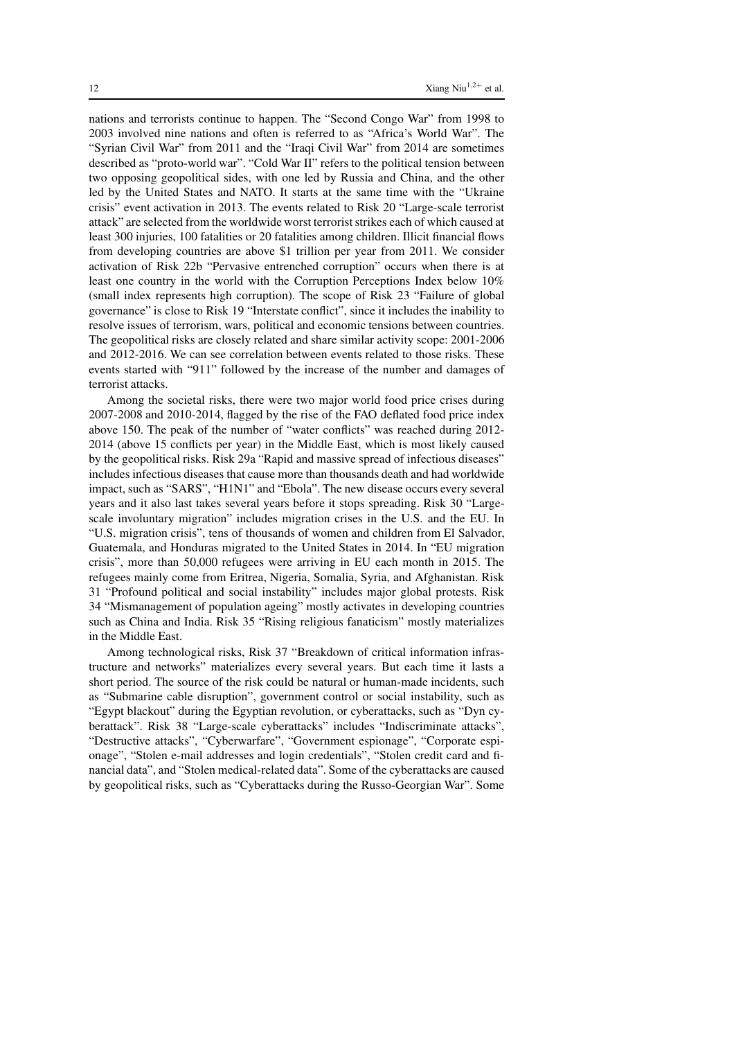nations and terrorists continue to happen. The "Second Congo War" from 1998 to 2003 involved nine nations and often is referred to as "Africa's World War". The "Syrian Civil War" from 2011 and the "Iraqi Civil War" from 2014 are sometimes described as "proto-world war". "Cold War II" refers to the political tension between two opposing geopolitical sides, with one led by Russia and China, and the other led by the United States and NATO. It starts at the same time with the "Ukraine crisis" event activation in 2013. The events related to Risk 20 "Large-scale terrorist attack" are selected from the worldwide worst terrorist strikes each of which caused at least 300 injuries, 100 fatalities or 20 fatalities among children. Illicit financial flows from developing countries are above \$1 trillion per year from 2011. We consider activation of Risk 22b "Pervasive entrenched corruption" occurs when there is at least one country in the world with the Corruption Perceptions Index below 10% (small index represents high corruption). The scope of Risk 23 "Failure of global governance" is close to Risk 19 "Interstate conflict", since it includes the inability to resolve issues of terrorism, wars, political and economic tensions between countries. The geopolitical risks are closely related and share similar activity scope: 2001-2006 and 2012-2016. We can see correlation between events related to those risks. These events started with "911" followed by the increase of the number and damages of terrorist attacks.

Among the societal risks, there were two major world food price crises during 2007-2008 and 2010-2014, flagged by the rise of the FAO deflated food price index above 150. The peak of the number of "water conflicts" was reached during 2012-2014 (above 15 conflicts per year) in the Middle East, which is most likely caused by the geopolitical risks. Risk 29a "Rapid and massive spread of infectious diseases" includes infectious diseases that cause more than thousands death and had worldwide impact, such as "SARS", "H1N1" and "Ebola". The new disease occurs every several years and it also last takes several years before it stops spreading. Risk 30 "Large-scale involuntary migration" includes migration crises in the U.S. and the EU. In "U.S. migration crisis", tens of thousands of women and children from El Salvador, Guatemala, and Honduras migrated to the United States in 2014. In "EU migration crisis", more than 50,000 refugees were arriving in EU each month in 2015. The refugees mainly come from Eritrea, Nigeria, Somalia, Syria, and Afghanistan. Risk 31 "Profound political and social instability" includes major global protests. Risk 34 "Mismanagement of population ageing" mostly activates in developing countries such as China and India. Risk 35 "Rising religious fanaticism" mostly materializes in the Middle East.

Among technological risks, Risk 37 "Breakdown of critical information infrastructure and networks" materializes every several years. But each time it lasts a short period. The source of the risk could be natural or human-made incidents, such as "Submarine cable disruption", government control or social instability, such as "Egypt blackout" during the Egyptian revolution, or cyberattacks, such as "Dyn cyberattack". Risk 38 "Large-scale cyberattacks" includes "Indiscriminate attacks", "Destructive attacks", "Cyberwarfare", "Government espionage", "Corporate espionage", "Stolen e-mail addresses and login credentials", "Stolen credit card and financial data", and "Stolen medical-related data". Some of the cyberattacks are caused by geopolitical risks, such as "Cyberattacks during the Russo-Georgian War". Some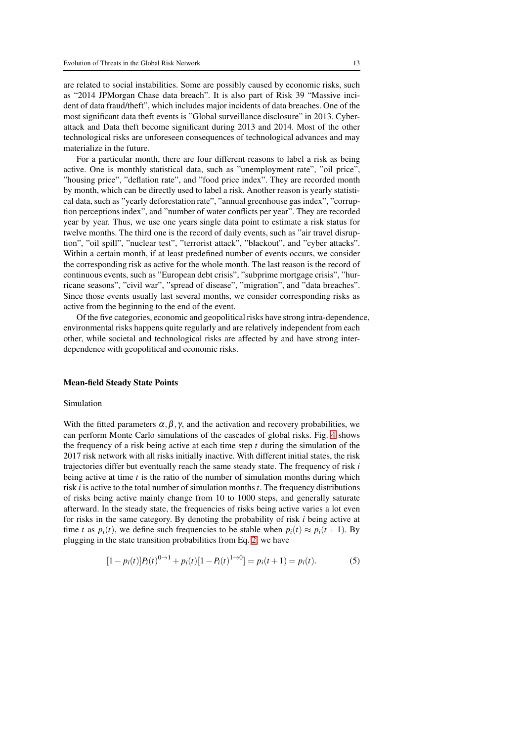are related to social instabilities. Some are possibly caused by economic risks, such as “2014 JPMorgan Chase data breach”. It is also part of Risk 39 “Massive incident of data fraud/theft”, which includes major incidents of data breaches. One of the most significant data theft events is ”Global surveillance disclosure” in 2013. Cyber-attack and Data theft become significant during 2013 and 2014. Most of the other technological risks are unforeseen consequences of technological advances and may materialize in the future.

For a particular month, there are four different reasons to label a risk as being active. One is monthly statistical data, such as ”unemployment rate”, ”oil price”, ”housing price”, ”deflation rate”, and ”food price index”. They are recorded month by month, which can be directly used to label a risk. Another reason is yearly statistical data, such as ”yearly deforestation rate”, ”annual greenhouse gas index”, ”corruption perceptions index”, and ”number of water conflicts per year”. They are recorded year by year. Thus, we use one years single data point to estimate a risk status for twelve months. The third one is the record of daily events, such as ”air travel disruption”, ”oil spill”, ”nuclear test”, ”terrorist attack”, ”blackout”, and ”cyber attacks”. Within a certain month, if at least predefined number of events occurs, we consider the corresponding risk as active for the whole month. The last reason is the record of continuous events, such as ”European debt crisis”, ”subprime mortgage crisis”, ”hurricane seasons”, ”civil war”, ”spread of disease”, ”migration”, and ”data breaches”. Since those events usually last several months, we consider corresponding risks as active from the beginning to the end of the event.

Of the five categories, economic and geopolitical risks have strong intra-dependence, environmental risks happens quite regularly and are relatively independent from each other, while societal and technological risks are affected by and have strong inter-dependence with geopolitical and economic risks.

### Mean-field Steady State Points

Simulation

With the fitted parameters $\alpha, \beta, \gamma$, and the activation and recovery probabilities, we can perform Monte Carlo simulations of the cascades of global risks. Fig. 4 shows the frequency of a risk being active at each time step $t$ during the simulation of the 2017 risk network with all risks initially inactive. With different initial states, the risk trajectories differ but eventually reach the same steady state. The frequency of risk $i$ being active at time $t$ is the ratio of the number of simulation months during which risk $i$ is active to the total number of simulation months $t$. The frequency distributions of risks being active mainly change from 10 to 1000 steps, and generally saturate afterward. In the steady state, the frequencies of risks being active varies a lot even for risks in the same category. By denoting the probability of risk $i$ being active at time $t$ as $p_i(t)$, we define such frequencies to be stable when $p_i(t) \approx p_i(t+1)$. By plugging in the state transition probabilities from Eq. 2, we have

$$[1 - p_i(t)]P_i(t)^{0\to1} + p_i(t)[1 - P_i(t)^{1\to0}] = p_i(t+1) = p_i(t). \tag{5}$$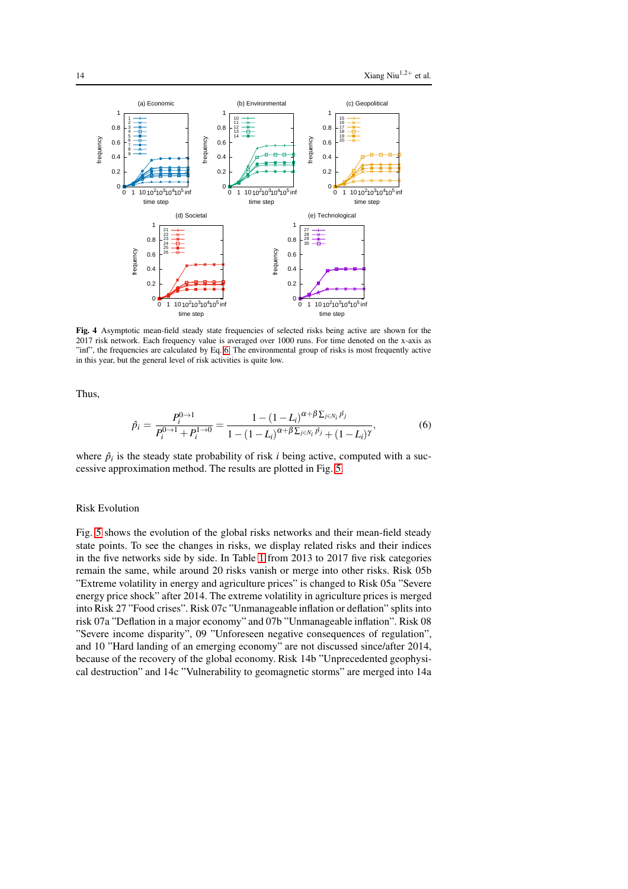**Fig. 4** Asymptotic mean-field steady state frequencies of selected risks being active are shown for the 2017 risk network. Each frequency value is averaged over 1000 runs. For time denoted on the x-axis as "inf", the frequencies are calculated by Eq. 6. The environmental group of risks is most frequently active in this year, but the general level of risk activities is quite low.

Thus,

$$\hat{p}_i = \frac{P_i^{0\to 1}}{P_i^{0\to 1} + P_i^{1\to 0}} = \frac{1-(1-L_i)^{\alpha+\beta\sum_{j\in N_i}\hat{p_j}}}{1-(1-L_i)^{\alpha+\beta\sum_{j\in N_i}\hat{p_j}} + (1-L_i)^{\gamma}}, \tag{6}$$

where $\hat{p}_i$ is the steady state probability of risk $i$ being active, computed with a successive approximation method. The results are plotted in Fig. 5.

## Risk Evolution

Fig. 5 shows the evolution of the global risks networks and their mean-field steady state points. To see the changes in risks, we display related risks and their indices in the five networks side by side. In Table 1 from 2013 to 2017 five risk categories remain the same, while around 20 risks vanish or merge into other risks. Risk 05b "Extreme volatility in energy and agriculture prices" is changed to Risk 05a "Severe energy price shock" after 2014. The extreme volatility in agriculture prices is merged into Risk 27 "Food crises". Risk 07c "Unmanageable inflation or deflation" splits into risk 07a "Deflation in a major economy" and 07b "Unmanageable inflation". Risk 08 "Severe income disparity", 09 "Unforeseen negative consequences of regulation", and 10 "Hard landing of an emerging economy" are not discussed since/after 2014, because of the recovery of the global economy. Risk 14b "Unprecedented geophysical destruction" and 14c "Vulnerability to geomagnetic storms" are merged into 14a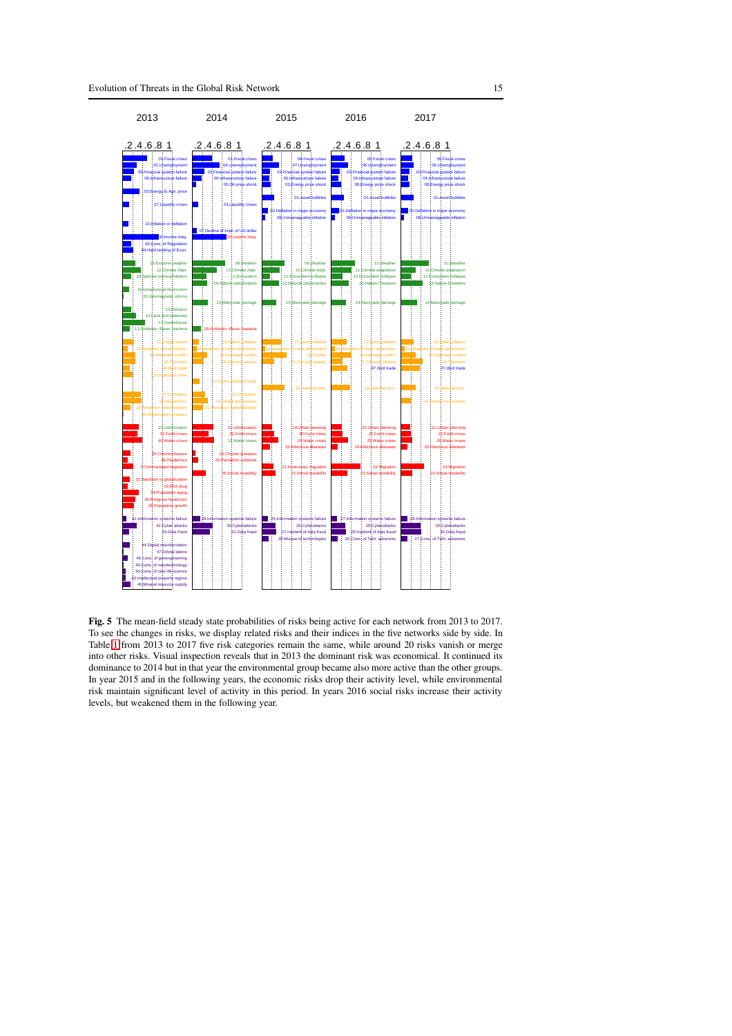**Fig. 5** The mean-field steady state probabilities of risks being active for each network from 2013 to 2017. To see the changes in risks, we display related risks and their indices in the five networks side by side. In Table 1 from 2013 to 2017 five risk categories remain the same, while around 20 risks vanish or merge into other risks. Visual inspection reveals that in 2013 the dominant risk was economical. It continued its dominance to 2014 but in that year the environmental group became also more active than the other groups. In year 2015 and in the following years, the economic risks drop their activity level, while environmental risk maintain significant level of activity in this period. In years 2016 social risks increase their activity levels, but weakened them in the following year.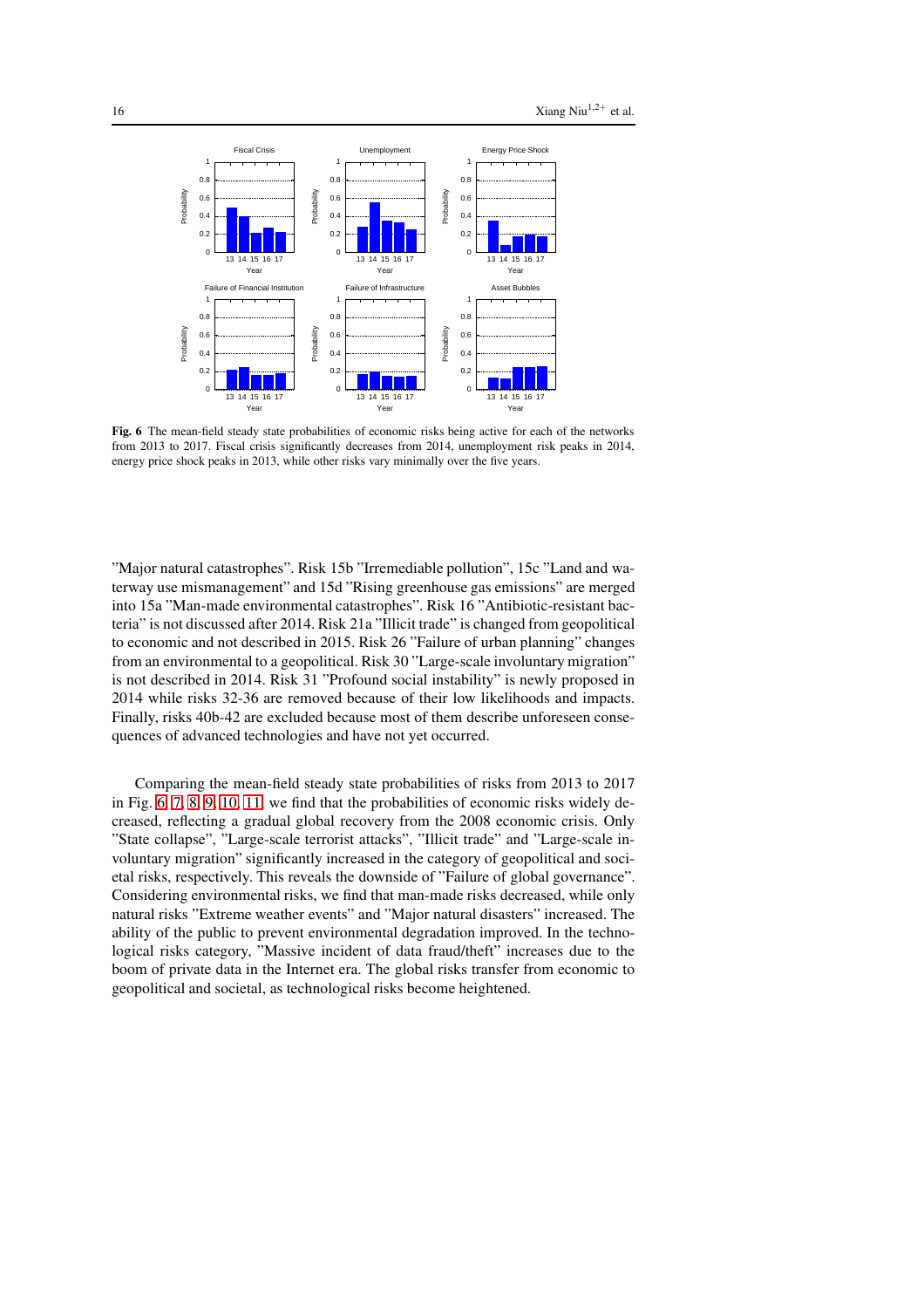**Fig. 6** The mean-field steady state probabilities of economic risks being active for each of the networks from 2013 to 2017. Fiscal crisis significantly decreases from 2014, unemployment risk peaks in 2014, energy price shock peaks in 2013, while other risks vary minimally over the five years.

"Major natural catastrophes". Risk 15b "Irremediable pollution", 15c "Land and waterway use mismanagement" and 15d "Rising greenhouse gas emissions" are merged into 15a "Man-made environmental catastrophes". Risk 16 "Antibiotic-resistant bacteria" is not discussed after 2014. Risk 21a "Illicit trade" is changed from geopolitical to economic and not described in 2015. Risk 26 "Failure of urban planning" changes from an environmental to a geopolitical. Risk 30 "Large-scale involuntary migration" is not described in 2014. Risk 31 "Profound social instability" is newly proposed in 2014 while risks 32-36 are removed because of their low likelihoods and impacts. Finally, risks 40b-42 are excluded because most of them describe unforeseen consequences of advanced technologies and have not yet occurred.

Comparing the mean-field steady state probabilities of risks from 2013 to 2017 in Fig. 6, 7, 8, 9, 10, 11, we find that the probabilities of economic risks widely decreased, reflecting a gradual global recovery from the 2008 economic crisis. Only "State collapse", "Large-scale terrorist attacks", "Illicit trade" and "Large-scale involuntary migration" significantly increased in the category of geopolitical and societal risks, respectively. This reveals the downside of "Failure of global governance". Considering environmental risks, we find that man-made risks decreased, while only natural risks "Extreme weather events" and "Major natural disasters" increased. The ability of the public to prevent environmental degradation improved. In the technological risks category, "Massive incident of data fraud/theft" increases due to the boom of private data in the Internet era. The global risks transfer from economic to geopolitical and societal, as technological risks become heightened.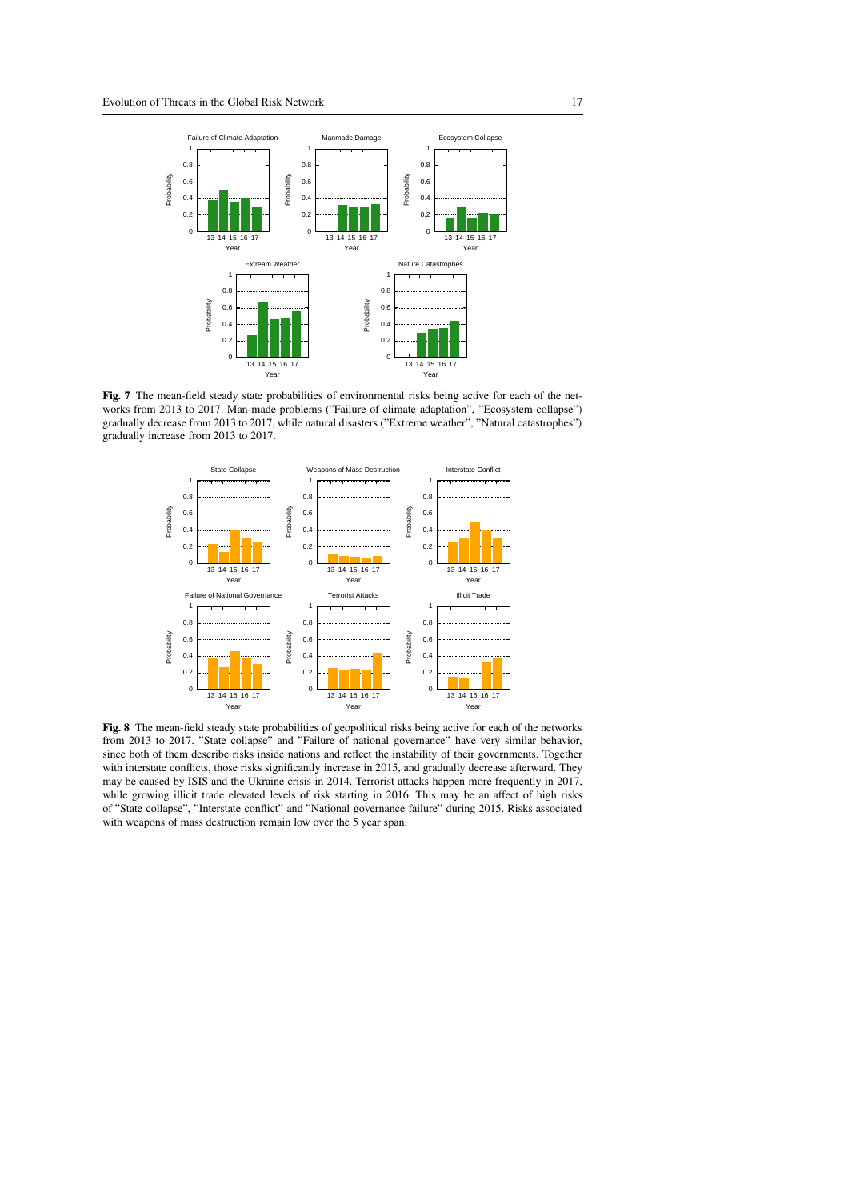**Fig. 7** The mean-field steady state probabilities of environmental risks being active for each of the networks from 2013 to 2017. Man-made problems ("Failure of climate adaptation", "Ecosystem collapse") gradually decrease from 2013 to 2017, while natural disasters ("Extreme weather", "Natural catastrophes") gradually increase from 2013 to 2017.

**Fig. 8** The mean-field steady state probabilities of geopolitical risks being active for each of the networks from 2013 to 2017. "State collapse" and "Failure of national governance" have very similar behavior, since both of them describe risks inside nations and reflect the instability of their governments. Together with interstate conflicts, those risks significantly increase in 2015, and gradually decrease afterward. They may be caused by ISIS and the Ukraine crisis in 2014. Terrorist attacks happen more frequently in 2017, while growing illicit trade elevated levels of risk starting in 2016. This may be an affect of high risks of "State collapse", "Interstate conflict" and "National governance failure" during 2015. Risks associated with weapons of mass destruction remain low over the 5 year span.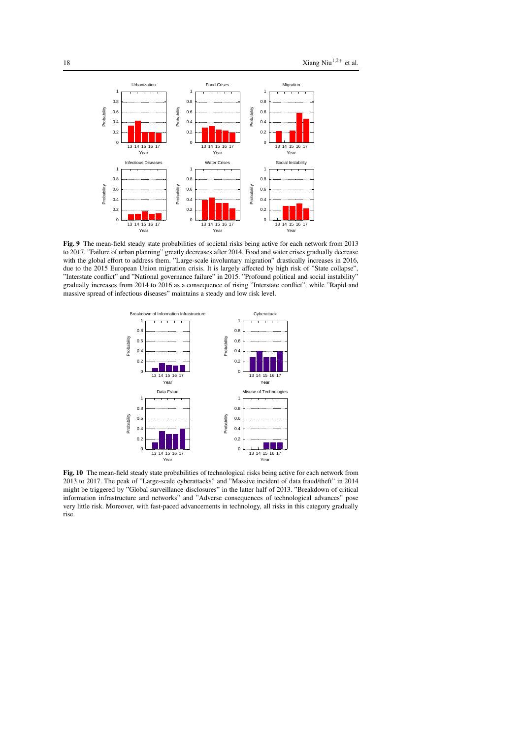**Fig. 9** The mean-field steady state probabilities of societal risks being active for each network from 2013 to 2017. "Failure of urban planning" greatly decreases after 2014. Food and water crises gradually decrease with the global effort to address them. "Large-scale involuntary migration" drastically increases in 2016, due to the 2015 European Union migration crisis. It is largely affected by high risk of "State collapse", "Interstate conflict" and "National governance failure" in 2015. "Profound political and social instability" gradually increases from 2014 to 2016 as a consequence of rising "Interstate conflict", while "Rapid and massive spread of infectious diseases" maintains a steady and low risk level.

**Fig. 10** The mean-field steady state probabilities of technological risks being active for each network from 2013 to 2017. The peak of "Large-scale cyberattacks" and "Massive incident of data fraud/theft" in 2014 might be triggered by "Global surveillance disclosures" in the latter half of 2013. "Breakdown of critical information infrastructure and networks" and "Adverse consequences of technological advances" pose very little risk. Moreover, with fast-paced advancements in technology, all risks in this category gradually rise.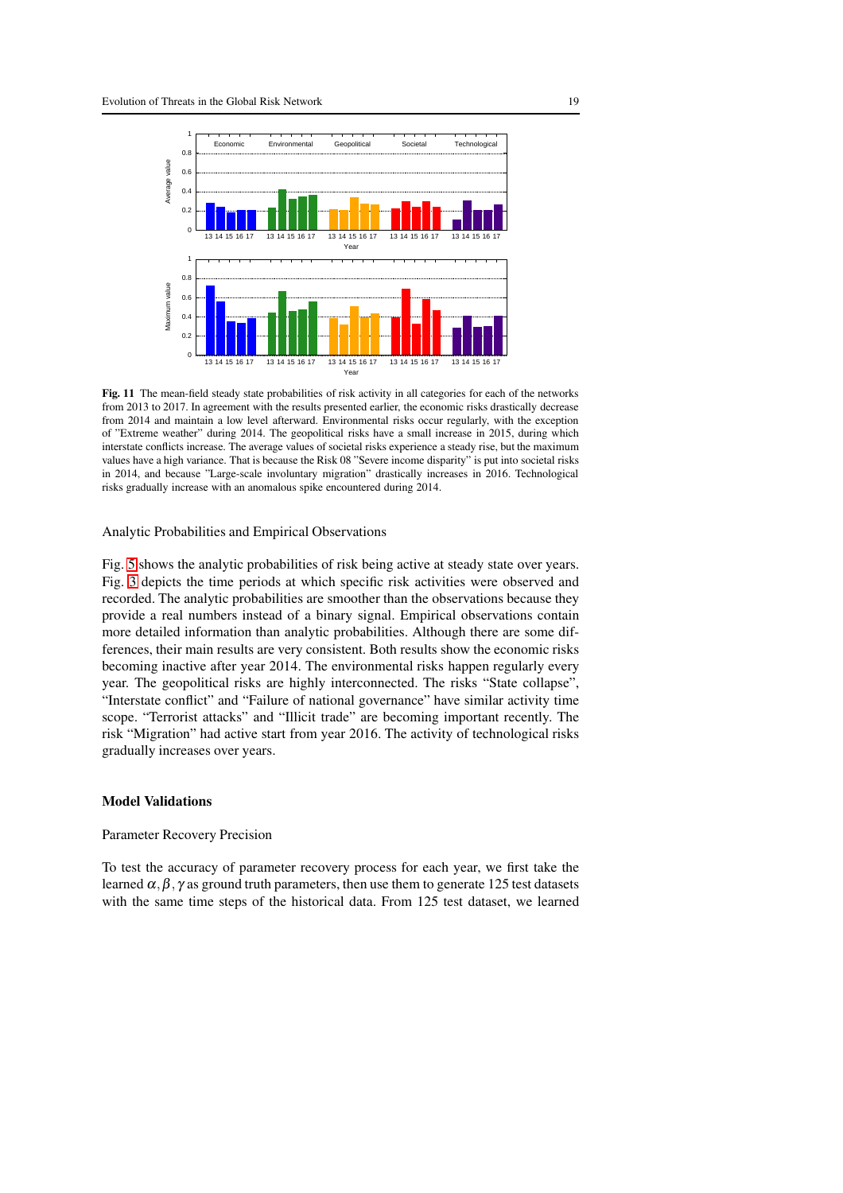**Fig. 11** The mean-field steady state probabilities of risk activity in all categories for each of the networks from 2013 to 2017. In agreement with the results presented earlier, the economic risks drastically decrease from 2014 and maintain a low level afterward. Environmental risks occur regularly, with the exception of "Extreme weather" during 2014. The geopolitical risks have a small increase in 2015, during which interstate conflicts increase. The average values of societal risks experience a steady rise, but the maximum values have a high variance. That is because the Risk 08 "Severe income disparity" is put into societal risks in 2014, and because "Large-scale involuntary migration" drastically increases in 2016. Technological risks gradually increase with an anomalous spike encountered during 2014.

Analytic Probabilities and Empirical Observations

Fig. 5 shows the analytic probabilities of risk being active at steady state over years. Fig. 3 depicts the time periods at which specific risk activities were observed and recorded. The analytic probabilities are smoother than the observations because they provide a real numbers instead of a binary signal. Empirical observations contain more detailed information than analytic probabilities. Although there are some differences, their main results are very consistent. Both results show the economic risks becoming inactive after year 2014. The environmental risks happen regularly every year. The geopolitical risks are highly interconnected. The risks "State collapse", "Interstate conflict" and "Failure of national governance" have similar activity time scope. "Terrorist attacks" and "Illicit trade" are becoming important recently. The risk "Migration" had active start from year 2016. The activity of technological risks gradually increases over years.

## Model Validations

Parameter Recovery Precision

To test the accuracy of parameter recovery process for each year, we first take the learned $\alpha, \beta, \gamma$ as ground truth parameters, then use them to generate 125 test datasets with the same time steps of the historical data. From 125 test dataset, we learned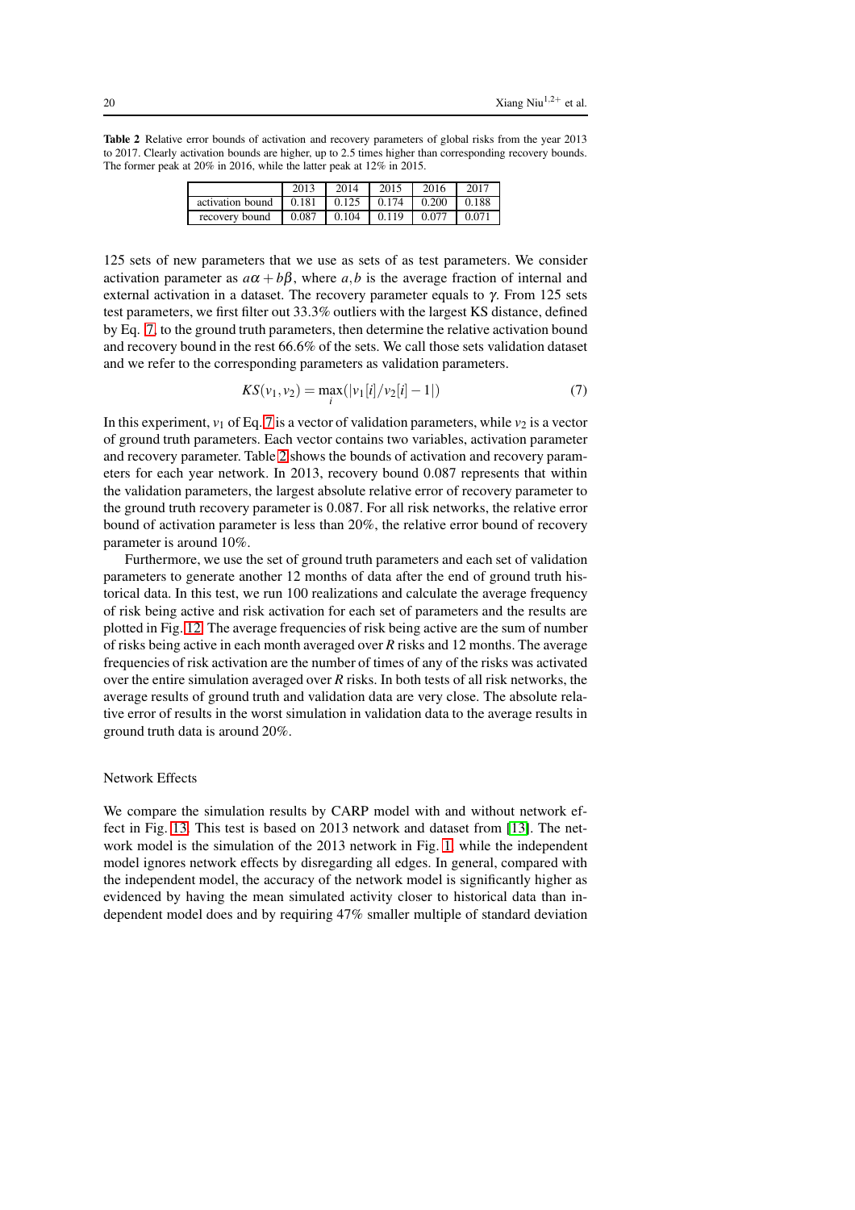**Table 2** Relative error bounds of activation and recovery parameters of global risks from the year 2013 to 2017. Clearly activation bounds are higher, up to 2.5 times higher than corresponding recovery bounds. The former peak at 20% in 2016, while the latter peak at 12% in 2015.

| | 2013 | 2014 | 2015 | 2016 | 2017 |
|---|---|---|---|---|---|
| activation bound | 0.181 | 0.125 | 0.174 | 0.200 | 0.188 |
| recovery bound | 0.087 | 0.104 | 0.119 | 0.077 | 0.071 |

125 sets of new parameters that we use as sets of as test parameters. We consider activation parameter as $a\alpha + b\beta$, where $a, b$ is the average fraction of internal and external activation in a dataset. The recovery parameter equals to $\gamma$. From 125 sets test parameters, we first filter out 33.3% outliers with the largest KS distance, defined by Eq. 7, to the ground truth parameters, then determine the relative activation bound and recovery bound in the rest 66.6% of the sets. We call those sets validation dataset and we refer to the corresponding parameters as validation parameters.

$$KS(v_1, v_2) = \max_i (|v_1[i]/v_2[i] - 1|) \tag{7}$$

In this experiment, $v_1$ of Eq. 7 is a vector of validation parameters, while $v_2$ is a vector of ground truth parameters. Each vector contains two variables, activation parameter and recovery parameter. Table 2 shows the bounds of activation and recovery parameters for each year network. In 2013, recovery bound 0.087 represents that within the validation parameters, the largest absolute relative error of recovery parameter to the ground truth recovery parameter is 0.087. For all risk networks, the relative error bound of activation parameter is less than 20%, the relative error bound of recovery parameter is around 10%.

Furthermore, we use the set of ground truth parameters and each set of validation parameters to generate another 12 months of data after the end of ground truth historical data. In this test, we run 100 realizations and calculate the average frequency of risk being active and risk activation for each set of parameters and the results are plotted in Fig. 12. The average frequencies of risk being active are the sum of number of risks being active in each month averaged over $R$ risks and 12 months. The average frequencies of risk activation are the number of times of any of the risks was activated over the entire simulation averaged over $R$ risks. In both tests of all risk networks, the average results of ground truth and validation data are very close. The absolute relative error of results in the worst simulation in validation data to the average results in ground truth data is around 20%.

### Network Effects

We compare the simulation results by CARP model with and without network effect in Fig. 13. This test is based on 2013 network and dataset from [13]. The network model is the simulation of the 2013 network in Fig. 1, while the independent model ignores network effects by disregarding all edges. In general, compared with the independent model, the accuracy of the network model is significantly higher as evidenced by having the mean simulated activity closer to historical data than independent model does and by requiring 47% smaller multiple of standard deviation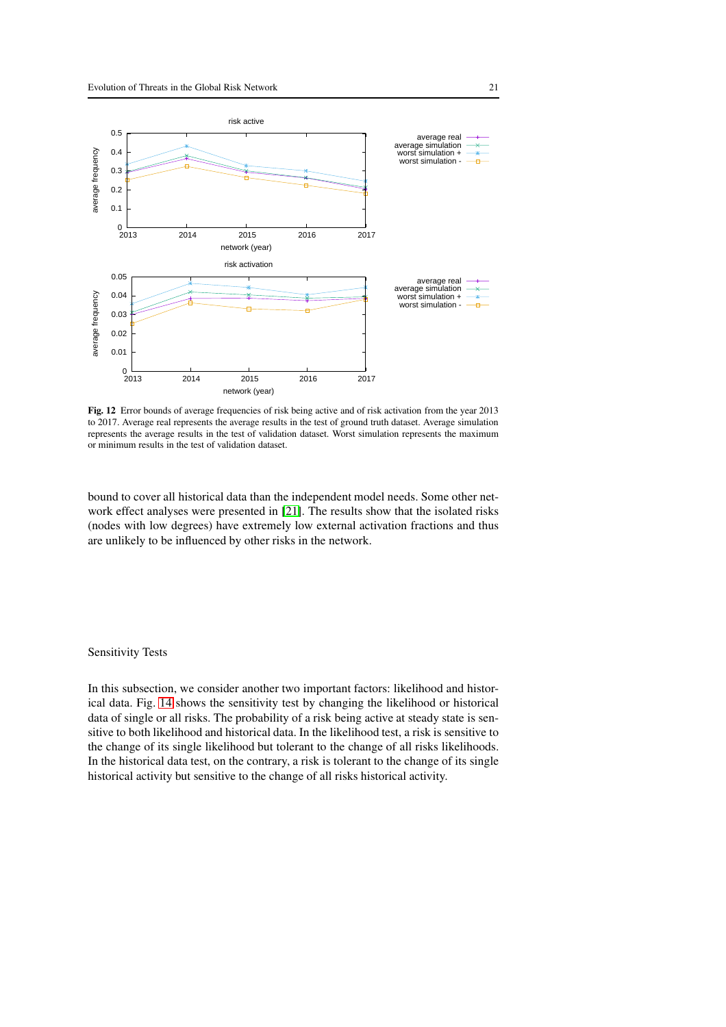**Fig. 12** Error bounds of average frequencies of risk being active and of risk activation from the year 2013 to 2017. Average real represents the average results in the test of ground truth dataset. Average simulation represents the average results in the test of validation dataset. Worst simulation represents the maximum or minimum results in the test of validation dataset.

bound to cover all historical data than the independent model needs. Some other network effect analyses were presented in [21]. The results show that the isolated risks (nodes with low degrees) have extremely low external activation fractions and thus are unlikely to be influenced by other risks in the network.

## Sensitivity Tests

In this subsection, we consider another two important factors: likelihood and historical data. Fig. 14 shows the sensitivity test by changing the likelihood or historical data of single or all risks. The probability of a risk being active at steady state is sensitive to both likelihood and historical data. In the likelihood test, a risk is sensitive to the change of its single likelihood but tolerant to the change of all risks likelihoods. In the historical data test, on the contrary, a risk is tolerant to the change of its single historical activity but sensitive to the change of all risks historical activity.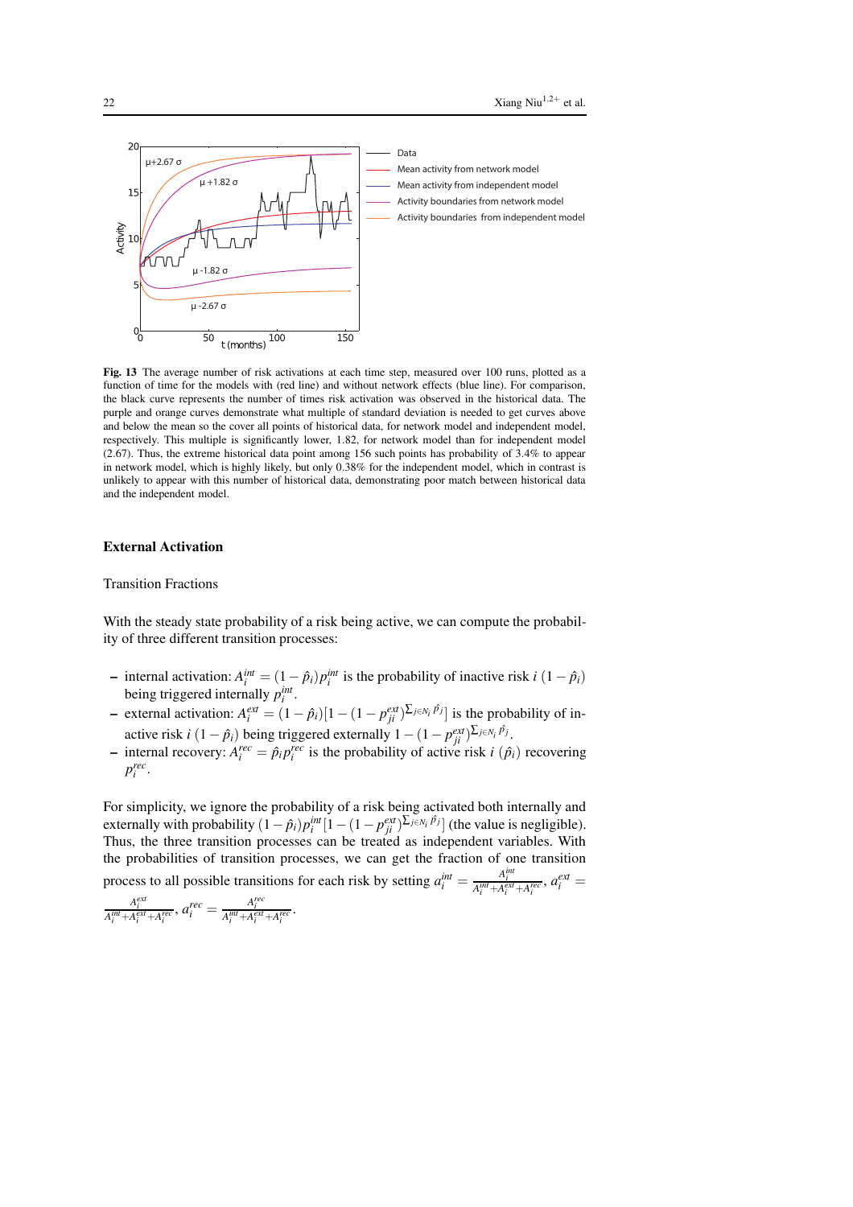**Fig. 13** The average number of risk activations at each time step, measured over 100 runs, plotted as a function of time for the models with (red line) and without network effects (blue line). For comparison, the black curve represents the number of times risk activation was observed in the historical data. The purple and orange curves demonstrate what multiple of standard deviation is needed to get curves above and below the mean so the cover all points of historical data, for network model and independent model, respectively. This multiple is significantly lower, 1.82, for network model than for independent model (2.67). Thus, the extreme historical data point among 156 such points has probability of 3.4% to appear in network model, which is highly likely, but only 0.38% for the independent model, which in contrast is unlikely to appear with this number of historical data, demonstrating poor match between historical data and the independent model.

## External Activation

Transition Fractions

With the steady state probability of a risk being active, we can compute the probability of three different transition processes:

- internal activation: $A_i^{int} = (1-\hat{p}_i)p_i^{int}$ is the probability of inactive risk $i$ $(1-\hat{p}_i)$ being triggered internally $p_i^{int}$.
- external activation: $A_i^{ext} = (1-\hat{p}_i)[1-(1-p_{ji}^{ext})^{\sum_{j\in N_i}\hat{p}_j}]$ is the probability of inactive risk $i$ $(1-\hat{p}_i)$ being triggered externally $1-(1-p_{ji}^{ext})^{\sum_{j\in N_i}\hat{p}_j}$.
- internal recovery: $A_i^{rec} = \hat{p}_i p_i^{rec}$ is the probability of active risk $i$ $(\hat{p}_i)$ recovering $p_i^{rec}$.

For simplicity, we ignore the probability of a risk being activated both internally and externally with probability $(1-\hat{p}_i)p_i^{int}[1-(1-p_{ji}^{ext})^{\sum_{j\in N_i}\hat{p}_j}]$ (the value is negligible). Thus, the three transition processes can be treated as independent variables. With the probabilities of transition processes, we can get the fraction of one transition process to all possible transitions for each risk by setting $a_i^{int} = \frac{A_i^{int}}{A_i^{int}+A_i^{ext}+A_i^{rec}}$, $a_i^{ext} = \frac{A_i^{ext}}{A_i^{int}+A_i^{ext}+A_i^{rec}}$, $a_i^{rec} = \frac{A_i^{rec}}{A_i^{int}+A_i^{ext}+A_i^{rec}}$.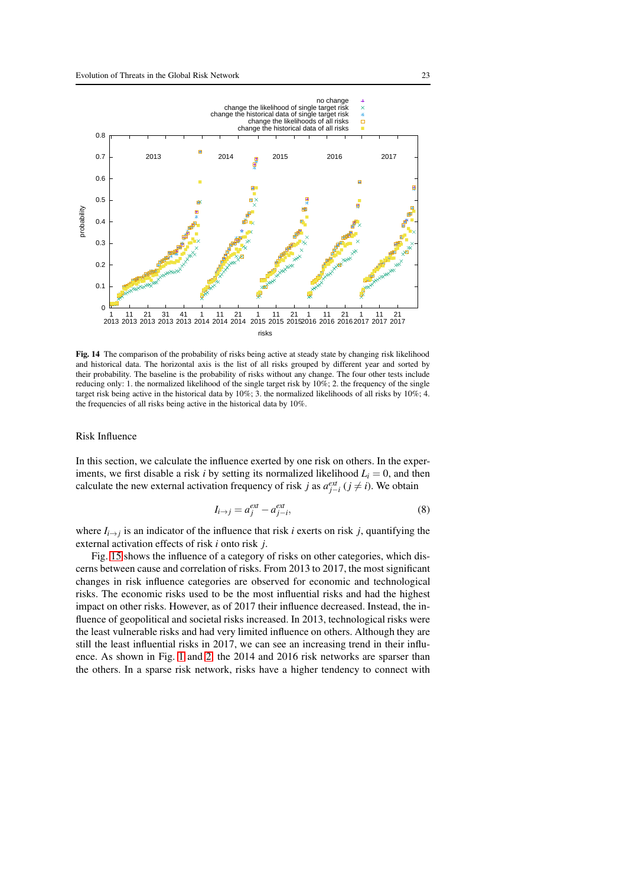**Fig. 14** The comparison of the probability of risks being active at steady state by changing risk likelihood and historical data. The horizontal axis is the list of all risks grouped by different year and sorted by their probability. The baseline is the probability of risks without any change. The four other tests include reducing only: 1. the normalized likelihood of the single target risk by 10%; 2. the frequency of the single target risk being active in the historical data by 10%; 3. the normalized likelihoods of all risks by 10%; 4. the frequencies of all risks being active in the historical data by 10%.

## Risk Influence

In this section, we calculate the influence exerted by one risk on others. In the experiments, we first disable a risk $i$ by setting its normalized likelihood $L_i = 0$, and then calculate the new external activation frequency of risk $j$ as $a^{ext}_{j-i}$ ($j \neq i$). We obtain

$$I_{i \to j} = a^{ext}_{j} - a^{ext}_{j-i}, \tag{8}$$

where $I_{i \to j}$ is an indicator of the influence that risk $i$ exerts on risk $j$, quantifying the external activation effects of risk $i$ onto risk $j$.

Fig. 15 shows the influence of a category of risks on other categories, which discerns between cause and correlation of risks. From 2013 to 2017, the most significant changes in risk influence categories are observed for economic and technological risks. The economic risks used to be the most influential risks and had the highest impact on other risks. However, as of 2017 their influence decreased. Instead, the influence of geopolitical and societal risks increased. In 2013, technological risks were the least vulnerable risks and had very limited influence on others. Although they are still the least influential risks in 2017, we can see an increasing trend in their influence. As shown in Fig. 1 and 2, the 2014 and 2016 risk networks are sparser than the others. In a sparse risk network, risks have a higher tendency to connect with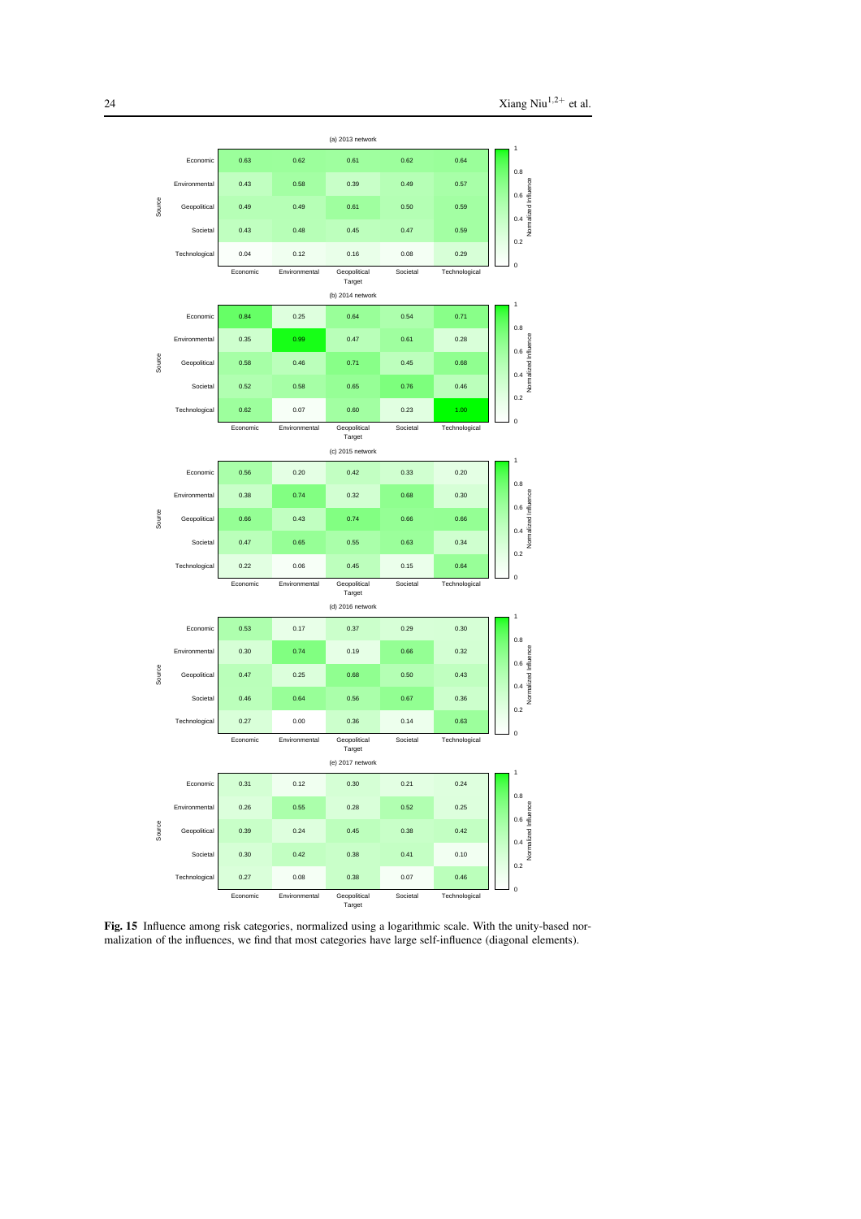(a) 2013 network

| Source \ Target | Economic | Environmental | Geopolitical | Societal | Technological |
|---|---|---|---|---|---|
| Economic | 0.63 | 0.62 | 0.61 | 0.62 | 0.64 |
| Environmental | 0.43 | 0.58 | 0.39 | 0.49 | 0.57 |
| Geopolitical | 0.49 | 0.49 | 0.61 | 0.50 | 0.59 |
| Societal | 0.43 | 0.48 | 0.45 | 0.47 | 0.59 |
| Technological | 0.04 | 0.12 | 0.16 | 0.08 | 0.29 |

(b) 2014 network

| Source \ Target | Economic | Environmental | Geopolitical | Societal | Technological |
|---|---|---|---|---|---|
| Economic | 0.84 | 0.25 | 0.64 | 0.54 | 0.71 |
| Environmental | 0.35 | 0.99 | 0.47 | 0.61 | 0.28 |
| Geopolitical | 0.58 | 0.46 | 0.71 | 0.45 | 0.68 |
| Societal | 0.52 | 0.58 | 0.65 | 0.76 | 0.46 |
| Technological | 0.62 | 0.07 | 0.60 | 0.23 | 1.00 |

(c) 2015 network

| Source \ Target | Economic | Environmental | Geopolitical | Societal | Technological |
|---|---|---|---|---|---|
| Economic | 0.56 | 0.20 | 0.42 | 0.33 | 0.20 |
| Environmental | 0.38 | 0.74 | 0.32 | 0.68 | 0.30 |
| Geopolitical | 0.66 | 0.43 | 0.74 | 0.66 | 0.66 |
| Societal | 0.47 | 0.65 | 0.55 | 0.63 | 0.34 |
| Technological | 0.22 | 0.06 | 0.45 | 0.15 | 0.64 |

(d) 2016 network

| Source \ Target | Economic | Environmental | Geopolitical | Societal | Technological |
|---|---|---|---|---|---|
| Economic | 0.53 | 0.17 | 0.37 | 0.29 | 0.30 |
| Environmental | 0.30 | 0.74 | 0.19 | 0.66 | 0.32 |
| Geopolitical | 0.47 | 0.25 | 0.68 | 0.50 | 0.43 |
| Societal | 0.46 | 0.64 | 0.56 | 0.67 | 0.36 |
| Technological | 0.27 | 0.00 | 0.36 | 0.14 | 0.63 |

(e) 2017 network

| Source \ Target | Economic | Environmental | Geopolitical | Societal | Technological |
|---|---|---|---|---|---|
| Economic | 0.31 | 0.12 | 0.30 | 0.21 | 0.24 |
| Environmental | 0.26 | 0.55 | 0.28 | 0.52 | 0.25 |
| Geopolitical | 0.39 | 0.24 | 0.45 | 0.38 | 0.42 |
| Societal | 0.30 | 0.42 | 0.38 | 0.41 | 0.10 |
| Technological | 0.27 | 0.08 | 0.38 | 0.07 | 0.46 |

**Fig. 15** Influence among risk categories, normalized using a logarithmic scale. With the unity-based normalization of the influences, we find that most categories have large self-influence (diagonal elements).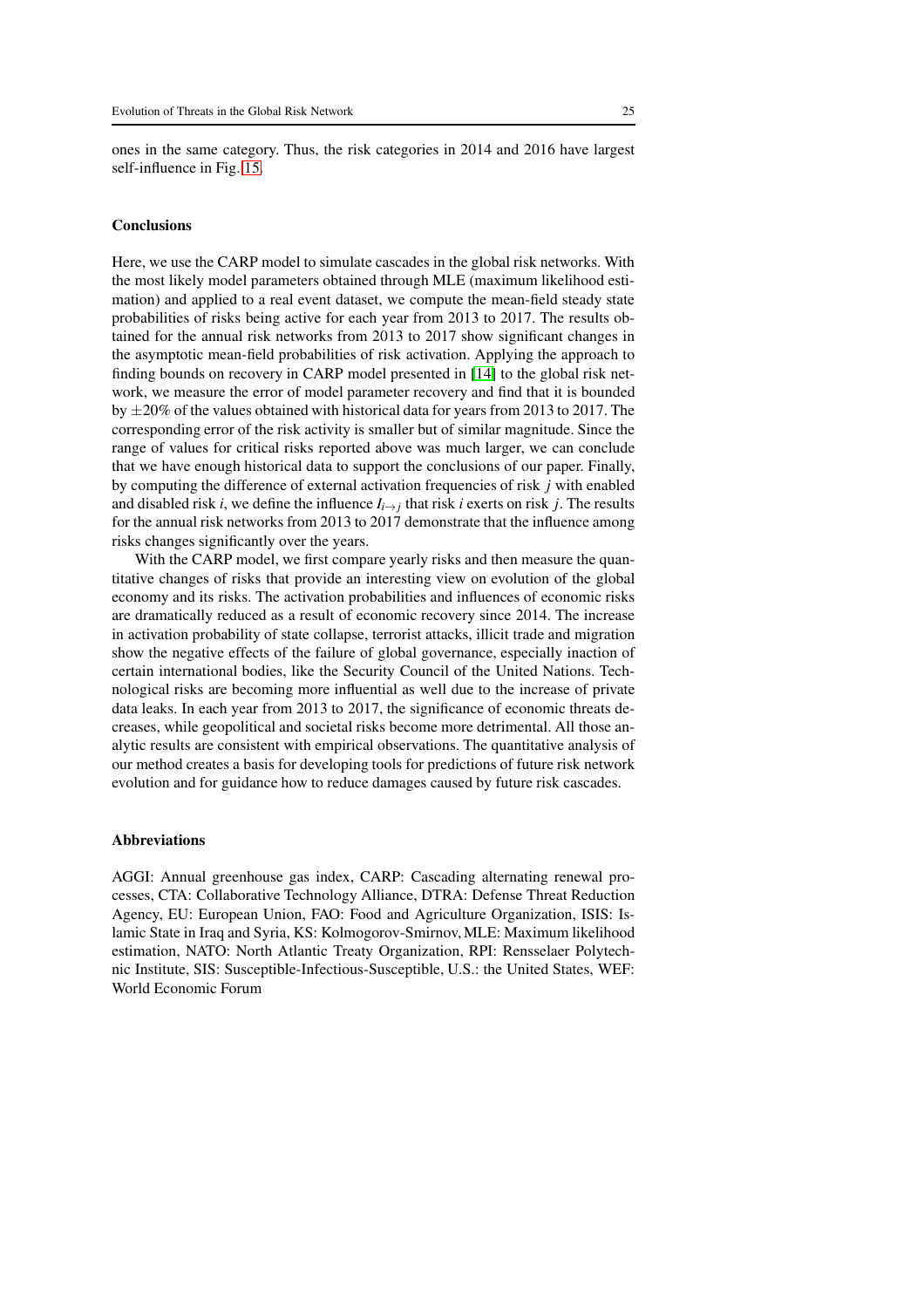ones in the same category. Thus, the risk categories in 2014 and 2016 have largest self-influence in Fig. 15.

## Conclusions

Here, we use the CARP model to simulate cascades in the global risk networks. With the most likely model parameters obtained through MLE (maximum likelihood estimation) and applied to a real event dataset, we compute the mean-field steady state probabilities of risks being active for each year from 2013 to 2017. The results obtained for the annual risk networks from 2013 to 2017 show significant changes in the asymptotic mean-field probabilities of risk activation. Applying the approach to finding bounds on recovery in CARP model presented in [14] to the global risk network, we measure the error of model parameter recovery and find that it is bounded by $\pm 20\%$ of the values obtained with historical data for years from 2013 to 2017. The corresponding error of the risk activity is smaller but of similar magnitude. Since the range of values for critical risks reported above was much larger, we can conclude that we have enough historical data to support the conclusions of our paper. Finally, by computing the difference of external activation frequencies of risk $j$ with enabled and disabled risk $i$, we define the influence $I_{i \to j}$ that risk $i$ exerts on risk $j$. The results for the annual risk networks from 2013 to 2017 demonstrate that the influence among risks changes significantly over the years.

With the CARP model, we first compare yearly risks and then measure the quantitative changes of risks that provide an interesting view on evolution of the global economy and its risks. The activation probabilities and influences of economic risks are dramatically reduced as a result of economic recovery since 2014. The increase in activation probability of state collapse, terrorist attacks, illicit trade and migration show the negative effects of the failure of global governance, especially inaction of certain international bodies, like the Security Council of the United Nations. Technological risks are becoming more influential as well due to the increase of private data leaks. In each year from 2013 to 2017, the significance of economic threats decreases, while geopolitical and societal risks become more detrimental. All those analytic results are consistent with empirical observations. The quantitative analysis of our method creates a basis for developing tools for predictions of future risk network evolution and for guidance how to reduce damages caused by future risk cascades.

## Abbreviations

AGGI: Annual greenhouse gas index, CARP: Cascading alternating renewal processes, CTA: Collaborative Technology Alliance, DTRA: Defense Threat Reduction Agency, EU: European Union, FAO: Food and Agriculture Organization, ISIS: Islamic State in Iraq and Syria, KS: Kolmogorov-Smirnov, MLE: Maximum likelihood estimation, NATO: North Atlantic Treaty Organization, RPI: Rensselaer Polytechnic Institute, SIS: Susceptible-Infectious-Susceptible, U.S.: the United States, WEF: World Economic Forum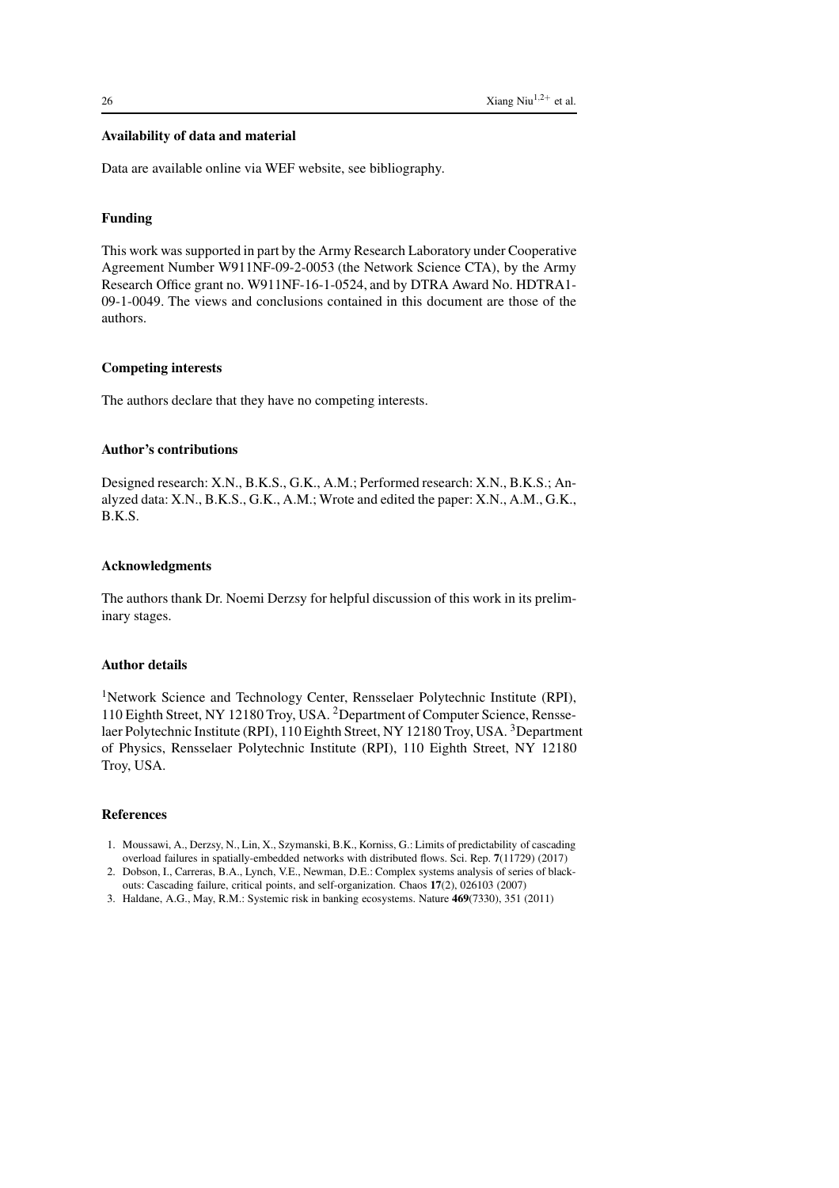### Availability of data and material

Data are available online via WEF website, see bibliography.

### Funding

This work was supported in part by the Army Research Laboratory under Cooperative Agreement Number W911NF-09-2-0053 (the Network Science CTA), by the Army Research Office grant no. W911NF-16-1-0524, and by DTRA Award No. HDTRA1-09-1-0049. The views and conclusions contained in this document are those of the authors.

### Competing interests

The authors declare that they have no competing interests.

### Author's contributions

Designed research: X.N., B.K.S., G.K., A.M.; Performed research: X.N., B.K.S.; Analyzed data: X.N., B.K.S., G.K., A.M.; Wrote and edited the paper: X.N., A.M., G.K., B.K.S.

### Acknowledgments

The authors thank Dr. Noemi Derzsy for helpful discussion of this work in its preliminary stages.

### Author details

[1]Network Science and Technology Center, Rensselaer Polytechnic Institute (RPI), 110 Eighth Street, NY 12180 Troy, USA. [2]Department of Computer Science, Rensselaer Polytechnic Institute (RPI), 110 Eighth Street, NY 12180 Troy, USA. [3]Department of Physics, Rensselaer Polytechnic Institute (RPI), 110 Eighth Street, NY 12180 Troy, USA.

### References

1. Moussawi, A., Derzsy, N., Lin, X., Szymanski, B.K., Korniss, G.: Limits of predictability of cascading overload failures in spatially-embedded networks with distributed flows. Sci. Rep. **7**(11729) (2017)
2. Dobson, I., Carreras, B.A., Lynch, V.E., Newman, D.E.: Complex systems analysis of series of blackouts: Cascading failure, critical points, and self-organization. Chaos **17**(2), 026103 (2007)
3. Haldane, A.G., May, R.M.: Systemic risk in banking ecosystems. Nature **469**(7330), 351 (2011)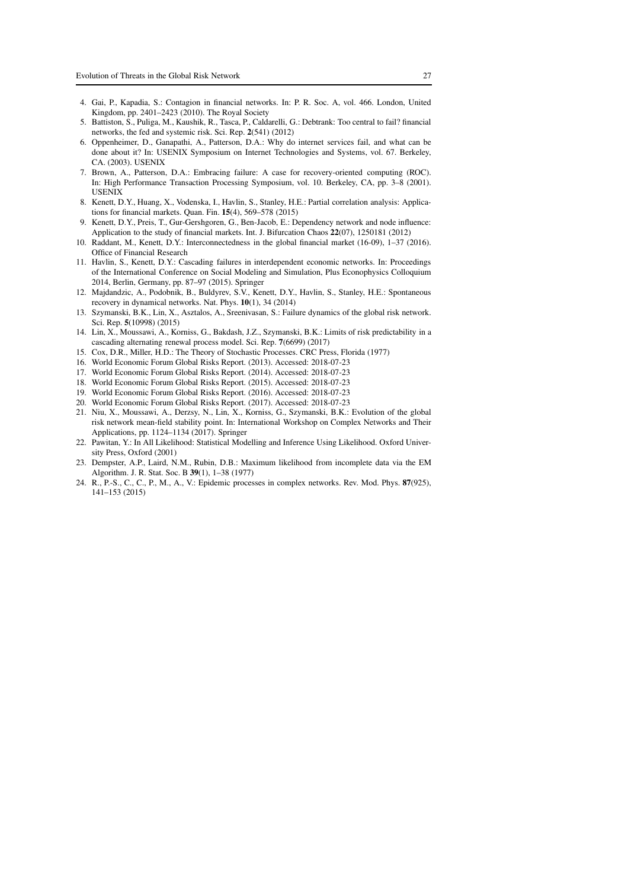4. Gai, P., Kapadia, S.: Contagion in financial networks. In: P. R. Soc. A, vol. 466. London, United Kingdom, pp. 2401–2423 (2010). The Royal Society
5. Battiston, S., Puliga, M., Kaushik, R., Tasca, P., Caldarelli, G.: Debtrank: Too central to fail? financial networks, the fed and systemic risk. Sci. Rep. **2**(541) (2012)
6. Oppenheimer, D., Ganapathi, A., Patterson, D.A.: Why do internet services fail, and what can be done about it? In: USENIX Symposium on Internet Technologies and Systems, vol. 67. Berkeley, CA. (2003). USENIX
7. Brown, A., Patterson, D.A.: Embracing failure: A case for recovery-oriented computing (ROC). In: High Performance Transaction Processing Symposium, vol. 10. Berkeley, CA, pp. 3–8 (2001). USENIX
8. Kenett, D.Y., Huang, X., Vodenska, I., Havlin, S., Stanley, H.E.: Partial correlation analysis: Applications for financial markets. Quan. Fin. **15**(4), 569–578 (2015)
9. Kenett, D.Y., Preis, T., Gur-Gershgoren, G., Ben-Jacob, E.: Dependency network and node influence: Application to the study of financial markets. Int. J. Bifurcation Chaos **22**(07), 1250181 (2012)
10. Raddant, M., Kenett, D.Y.: Interconnectedness in the global financial market (16-09), 1–37 (2016). Office of Financial Research
11. Havlin, S., Kenett, D.Y.: Cascading failures in interdependent economic networks. In: Proceedings of the International Conference on Social Modeling and Simulation, Plus Econophysics Colloquium 2014, Berlin, Germany, pp. 87–97 (2015). Springer
12. Majdandzic, A., Podobnik, B., Buldyrev, S.V., Kenett, D.Y., Havlin, S., Stanley, H.E.: Spontaneous recovery in dynamical networks. Nat. Phys. **10**(1), 34 (2014)
13. Szymanski, B.K., Lin, X., Asztalos, A., Sreenivasan, S.: Failure dynamics of the global risk network. Sci. Rep. **5**(10998) (2015)
14. Lin, X., Moussawi, A., Korniss, G., Bakdash, J.Z., Szymanski, B.K.: Limits of risk predictability in a cascading alternating renewal process model. Sci. Rep. **7**(6699) (2017)
15. Cox, D.R., Miller, H.D.: The Theory of Stochastic Processes. CRC Press, Florida (1977)
16. World Economic Forum Global Risks Report. (2013). Accessed: 2018-07-23
17. World Economic Forum Global Risks Report. (2014). Accessed: 2018-07-23
18. World Economic Forum Global Risks Report. (2015). Accessed: 2018-07-23
19. World Economic Forum Global Risks Report. (2016). Accessed: 2018-07-23
20. World Economic Forum Global Risks Report. (2017). Accessed: 2018-07-23
21. Niu, X., Moussawi, A., Derzsy, N., Lin, X., Korniss, G., Szymanski, B.K.: Evolution of the global risk network mean-field stability point. In: International Workshop on Complex Networks and Their Applications, pp. 1124–1134 (2017). Springer
22. Pawitan, Y.: In All Likelihood: Statistical Modelling and Inference Using Likelihood. Oxford University Press, Oxford (2001)
23. Dempster, A.P., Laird, N.M., Rubin, D.B.: Maximum likelihood from incomplete data via the EM Algorithm. J. R. Stat. Soc. B **39**(1), 1–38 (1977)
24. R., P.-S., C., C., P., M., A., V.: Epidemic processes in complex networks. Rev. Mod. Phys. **87**(925), 141–153 (2015)